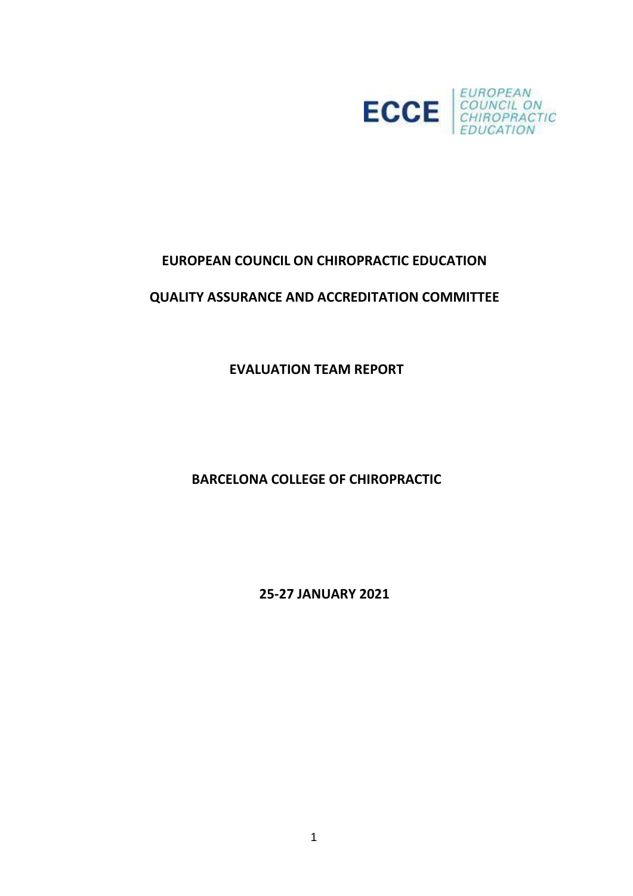ECCE | EUROPEAN COUNCIL ON CHIROPRACTIC EDUCATION

# EUROPEAN COUNCIL ON CHIROPRACTIC EDUCATION

## QUALITY ASSURANCE AND ACCREDITATION COMMITTEE

## EVALUATION TEAM REPORT

## BARCELONA COLLEGE OF CHIROPRACTIC

## 25-27 JANUARY 2021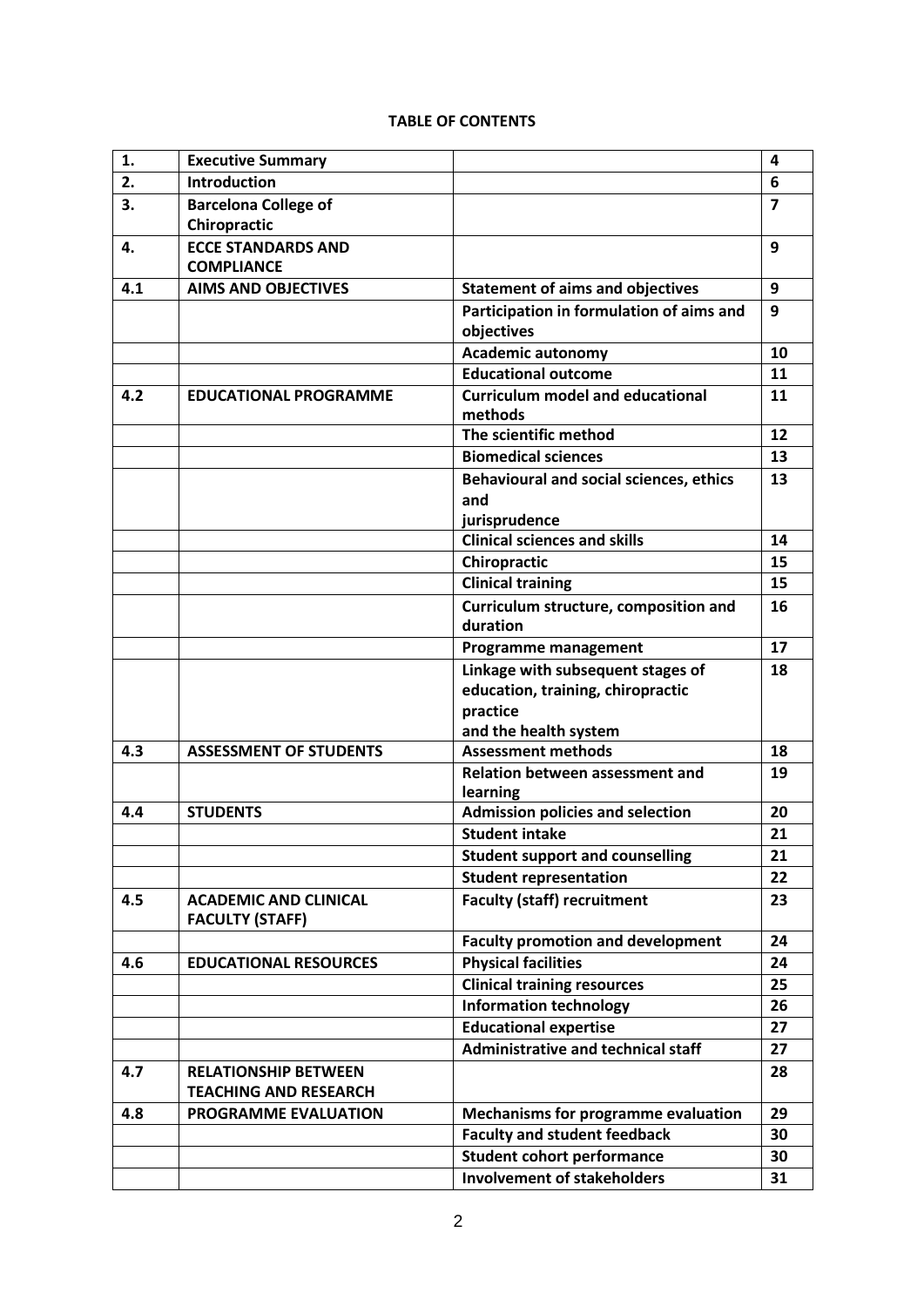**TABLE OF CONTENTS**

| | | | |
|---|---|---|---|
| **1.** | **Executive Summary** | | **4** |
| **2.** | **Introduction** | | **6** |
| **3.** | **Barcelona College of Chiropractic** | | **7** |
| **4.** | **ECCE STANDARDS AND COMPLIANCE** | | **9** |
| **4.1** | **AIMS AND OBJECTIVES** | **Statement of aims and objectives** | **9** |
| | | **Participation in formulation of aims and objectives** | **9** |
| | | **Academic autonomy** | **10** |
| | | **Educational outcome** | **11** |
| **4.2** | **EDUCATIONAL PROGRAMME** | **Curriculum model and educational methods** | **11** |
| | | **The scientific method** | **12** |
| | | **Biomedical sciences** | **13** |
| | | **Behavioural and social sciences, ethics and jurisprudence** | **13** |
| | | **Clinical sciences and skills** | **14** |
| | | **Chiropractic** | **15** |
| | | **Clinical training** | **15** |
| | | **Curriculum structure, composition and duration** | **16** |
| | | **Programme management** | **17** |
| | | **Linkage with subsequent stages of education, training, chiropractic practice and the health system** | **18** |
| **4.3** | **ASSESSMENT OF STUDENTS** | **Assessment methods** | **18** |
| | | **Relation between assessment and learning** | **19** |
| **4.4** | **STUDENTS** | **Admission policies and selection** | **20** |
| | | **Student intake** | **21** |
| | | **Student support and counselling** | **21** |
| | | **Student representation** | **22** |
| **4.5** | **ACADEMIC AND CLINICAL FACULTY (STAFF)** | **Faculty (staff) recruitment** | **23** |
| | | **Faculty promotion and development** | **24** |
| **4.6** | **EDUCATIONAL RESOURCES** | **Physical facilities** | **24** |
| | | **Clinical training resources** | **25** |
| | | **Information technology** | **26** |
| | | **Educational expertise** | **27** |
| | | **Administrative and technical staff** | **27** |
| **4.7** | **RELATIONSHIP BETWEEN TEACHING AND RESEARCH** | | **28** |
| **4.8** | **PROGRAMME EVALUATION** | **Mechanisms for programme evaluation** | **29** |
| | | **Faculty and student feedback** | **30** |
| | | **Student cohort performance** | **30** |
| | | **Involvement of stakeholders** | **31** |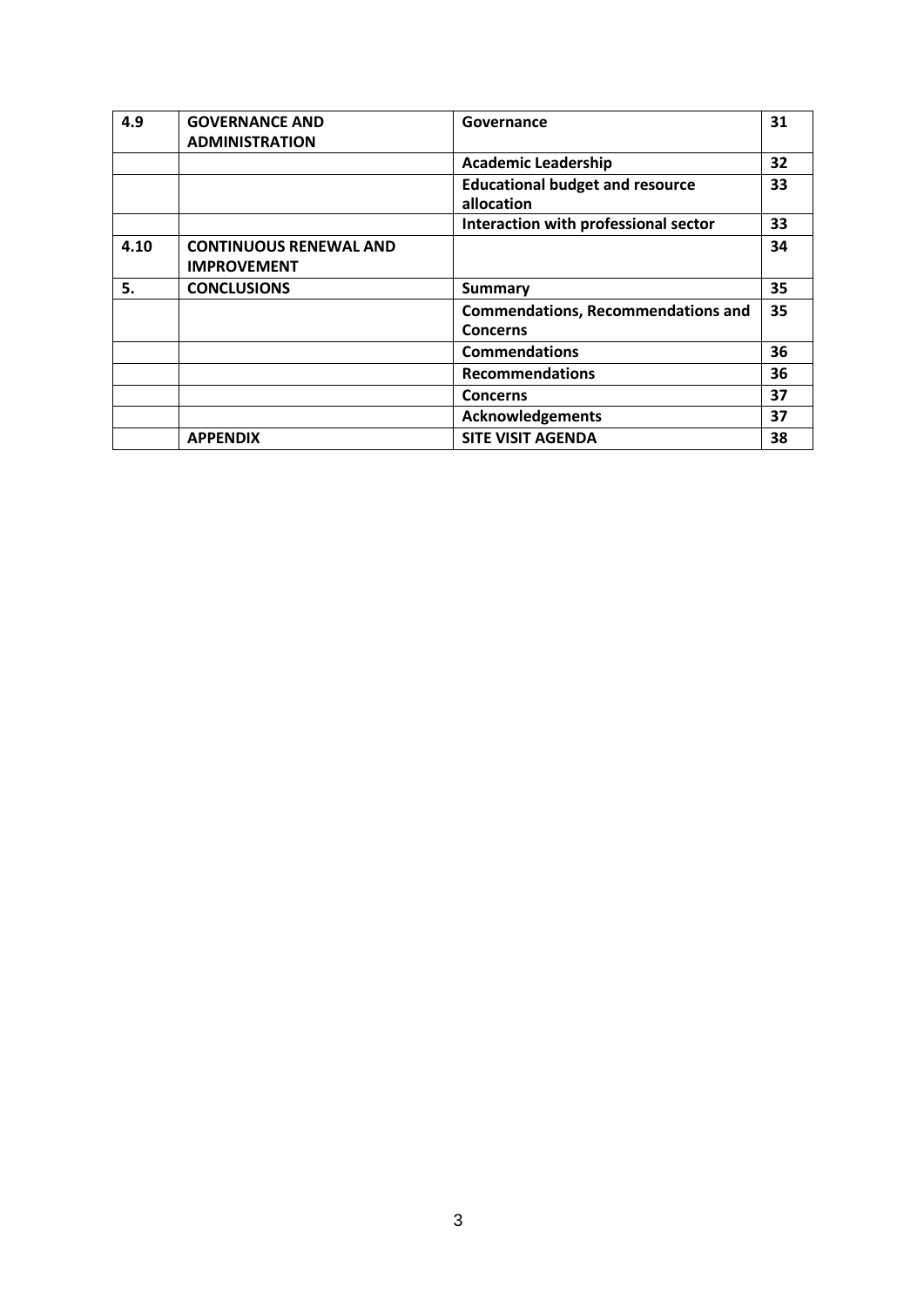| 4.9 | GOVERNANCE AND ADMINISTRATION | Governance | 31 |
|---|---|---|---|
| | | Academic Leadership | 32 |
| | | Educational budget and resource allocation | 33 |
| | | Interaction with professional sector | 33 |
| 4.10 | CONTINUOUS RENEWAL AND IMPROVEMENT | | 34 |
| 5. | CONCLUSIONS | Summary | 35 |
| | | Commendations, Recommendations and Concerns | 35 |
| | | Commendations | 36 |
| | | Recommendations | 36 |
| | | Concerns | 37 |
| | | Acknowledgements | 37 |
| | APPENDIX | SITE VISIT AGENDA | 38 |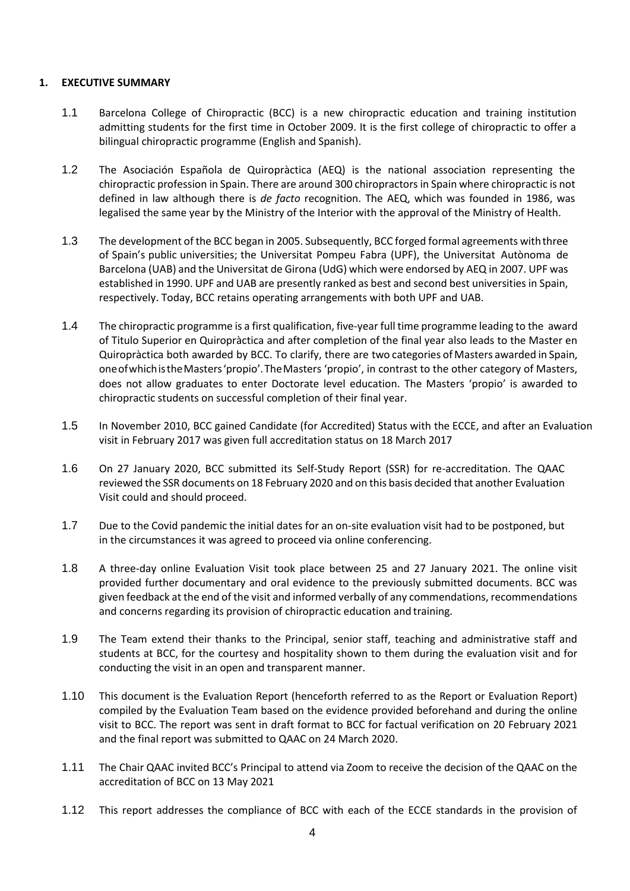## 1. EXECUTIVE SUMMARY

1.1 Barcelona College of Chiropractic (BCC) is a new chiropractic education and training institution admitting students for the first time in October 2009. It is the first college of chiropractic to offer a bilingual chiropractic programme (English and Spanish).

1.2 The Asociación Española de Quiropràctica (AEQ) is the national association representing the chiropractic profession in Spain. There are around 300 chiropractors in Spain where chiropractic is not defined in law although there is *de facto* recognition. The AEQ, which was founded in 1986, was legalised the same year by the Ministry of the Interior with the approval of the Ministry of Health.

1.3 The development of the BCC began in 2005. Subsequently, BCC forged formal agreements with three of Spain's public universities; the Universitat Pompeu Fabra (UPF), the Universitat Autònoma de Barcelona (UAB) and the Universitat de Girona (UdG) which were endorsed by AEQ in 2007. UPF was established in 1990. UPF and UAB are presently ranked as best and second best universities in Spain, respectively. Today, BCC retains operating arrangements with both UPF and UAB.

1.4 The chiropractic programme is a first qualification, five-year full time programme leading to the award of Titulo Superior en Quiropràctica and after completion of the final year also leads to the Master en Quiropràctica both awarded by BCC. To clarify, there are two categories of Masters awarded in Spain, one of which is the Masters 'propio'. The Masters 'propio', in contrast to the other category of Masters, does not allow graduates to enter Doctorate level education. The Masters 'propio' is awarded to chiropractic students on successful completion of their final year.

1.5 In November 2010, BCC gained Candidate (for Accredited) Status with the ECCE, and after an Evaluation visit in February 2017 was given full accreditation status on 18 March 2017

1.6 On 27 January 2020, BCC submitted its Self-Study Report (SSR) for re-accreditation. The QAAC reviewed the SSR documents on 18 February 2020 and on this basis decided that another Evaluation Visit could and should proceed.

1.7 Due to the Covid pandemic the initial dates for an on-site evaluation visit had to be postponed, but in the circumstances it was agreed to proceed via online conferencing.

1.8 A three-day online Evaluation Visit took place between 25 and 27 January 2021. The online visit provided further documentary and oral evidence to the previously submitted documents. BCC was given feedback at the end of the visit and informed verbally of any commendations, recommendations and concerns regarding its provision of chiropractic education and training.

1.9 The Team extend their thanks to the Principal, senior staff, teaching and administrative staff and students at BCC, for the courtesy and hospitality shown to them during the evaluation visit and for conducting the visit in an open and transparent manner.

1.10 This document is the Evaluation Report (henceforth referred to as the Report or Evaluation Report) compiled by the Evaluation Team based on the evidence provided beforehand and during the online visit to BCC. The report was sent in draft format to BCC for factual verification on 20 February 2021 and the final report was submitted to QAAC on 24 March 2020.

1.11 The Chair QAAC invited BCC's Principal to attend via Zoom to receive the decision of the QAAC on the accreditation of BCC on 13 May 2021

1.12 This report addresses the compliance of BCC with each of the ECCE standards in the provision of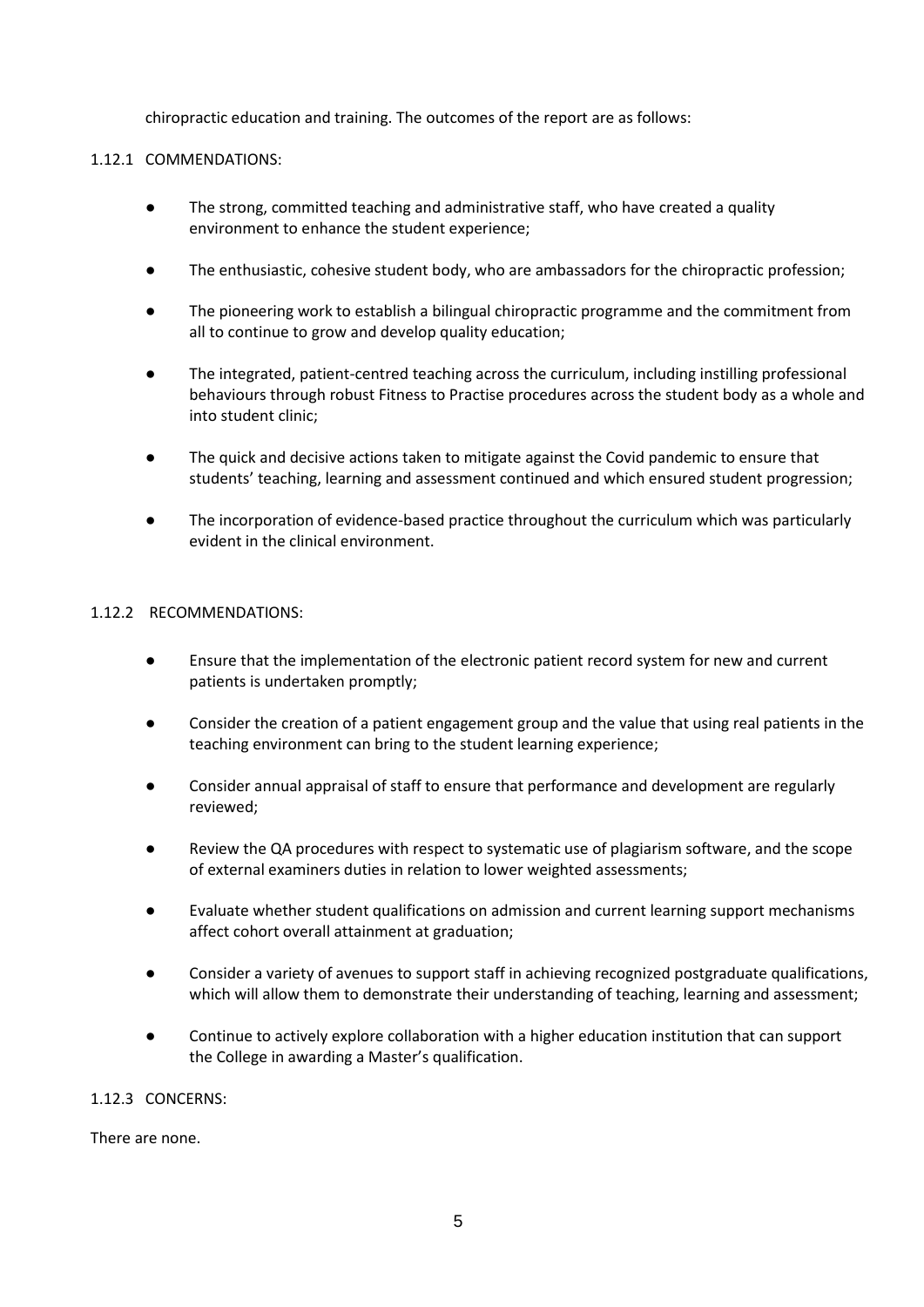chiropractic education and training. The outcomes of the report are as follows:

1.12.1 COMMENDATIONS:

- The strong, committed teaching and administrative staff, who have created a quality environment to enhance the student experience;
- The enthusiastic, cohesive student body, who are ambassadors for the chiropractic profession;
- The pioneering work to establish a bilingual chiropractic programme and the commitment from all to continue to grow and develop quality education;
- The integrated, patient-centred teaching across the curriculum, including instilling professional behaviours through robust Fitness to Practise procedures across the student body as a whole and into student clinic;
- The quick and decisive actions taken to mitigate against the Covid pandemic to ensure that students' teaching, learning and assessment continued and which ensured student progression;
- The incorporation of evidence-based practice throughout the curriculum which was particularly evident in the clinical environment.

1.12.2 RECOMMENDATIONS:

- Ensure that the implementation of the electronic patient record system for new and current patients is undertaken promptly;
- Consider the creation of a patient engagement group and the value that using real patients in the teaching environment can bring to the student learning experience;
- Consider annual appraisal of staff to ensure that performance and development are regularly reviewed;
- Review the QA procedures with respect to systematic use of plagiarism software, and the scope of external examiners duties in relation to lower weighted assessments;
- Evaluate whether student qualifications on admission and current learning support mechanisms affect cohort overall attainment at graduation;
- Consider a variety of avenues to support staff in achieving recognized postgraduate qualifications, which will allow them to demonstrate their understanding of teaching, learning and assessment;
- Continue to actively explore collaboration with a higher education institution that can support the College in awarding a Master's qualification.

1.12.3 CONCERNS:

There are none.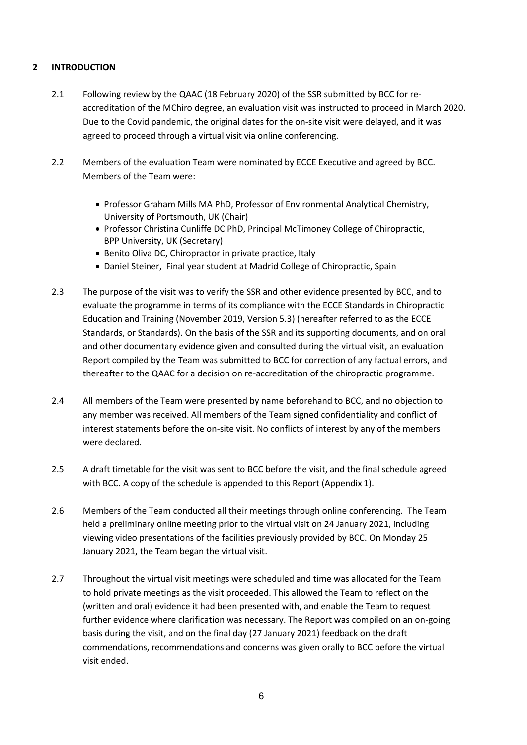## 2 INTRODUCTION

2.1 Following review by the QAAC (18 February 2020) of the SSR submitted by BCC for re-accreditation of the MChiro degree, an evaluation visit was instructed to proceed in March 2020. Due to the Covid pandemic, the original dates for the on-site visit were delayed, and it was agreed to proceed through a virtual visit via online conferencing.

2.2 Members of the evaluation Team were nominated by ECCE Executive and agreed by BCC. Members of the Team were:

- Professor Graham Mills MA PhD, Professor of Environmental Analytical Chemistry, University of Portsmouth, UK (Chair)
- Professor Christina Cunliffe DC PhD, Principal McTimoney College of Chiropractic, BPP University, UK (Secretary)
- Benito Oliva DC, Chiropractor in private practice, Italy
- Daniel Steiner, Final year student at Madrid College of Chiropractic, Spain

2.3 The purpose of the visit was to verify the SSR and other evidence presented by BCC, and to evaluate the programme in terms of its compliance with the ECCE Standards in Chiropractic Education and Training (November 2019, Version 5.3) (hereafter referred to as the ECCE Standards, or Standards). On the basis of the SSR and its supporting documents, and on oral and other documentary evidence given and consulted during the virtual visit, an evaluation Report compiled by the Team was submitted to BCC for correction of any factual errors, and thereafter to the QAAC for a decision on re-accreditation of the chiropractic programme.

2.4 All members of the Team were presented by name beforehand to BCC, and no objection to any member was received. All members of the Team signed confidentiality and conflict of interest statements before the on-site visit. No conflicts of interest by any of the members were declared.

2.5 A draft timetable for the visit was sent to BCC before the visit, and the final schedule agreed with BCC. A copy of the schedule is appended to this Report (Appendix 1).

2.6 Members of the Team conducted all their meetings through online conferencing. The Team held a preliminary online meeting prior to the virtual visit on 24 January 2021, including viewing video presentations of the facilities previously provided by BCC. On Monday 25 January 2021, the Team began the virtual visit.

2.7 Throughout the virtual visit meetings were scheduled and time was allocated for the Team to hold private meetings as the visit proceeded. This allowed the Team to reflect on the (written and oral) evidence it had been presented with, and enable the Team to request further evidence where clarification was necessary. The Report was compiled on an on-going basis during the visit, and on the final day (27 January 2021) feedback on the draft commendations, recommendations and concerns was given orally to BCC before the virtual visit ended.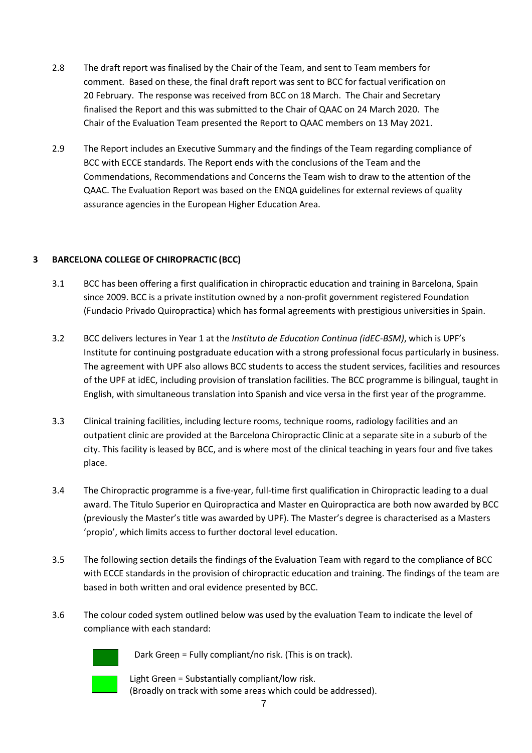2.8 The draft report was finalised by the Chair of the Team, and sent to Team members for comment. Based on these, the final draft report was sent to BCC for factual verification on 20 February. The response was received from BCC on 18 March. The Chair and Secretary finalised the Report and this was submitted to the Chair of QAAC on 24 March 2020. The Chair of the Evaluation Team presented the Report to QAAC members on 13 May 2021.

2.9 The Report includes an Executive Summary and the findings of the Team regarding compliance of BCC with ECCE standards. The Report ends with the conclusions of the Team and the Commendations, Recommendations and Concerns the Team wish to draw to the attention of the QAAC. The Evaluation Report was based on the ENQA guidelines for external reviews of quality assurance agencies in the European Higher Education Area.

## 3 BARCELONA COLLEGE OF CHIROPRACTIC (BCC)

3.1 BCC has been offering a first qualification in chiropractic education and training in Barcelona, Spain since 2009. BCC is a private institution owned by a non-profit government registered Foundation (Fundacio Privado Quiropractica) which has formal agreements with prestigious universities in Spain.

3.2 BCC delivers lectures in Year 1 at the *Instituto de Education Continua (idEC-BSM)*, which is UPF's Institute for continuing postgraduate education with a strong professional focus particularly in business. The agreement with UPF also allows BCC students to access the student services, facilities and resources of the UPF at idEC, including provision of translation facilities. The BCC programme is bilingual, taught in English, with simultaneous translation into Spanish and vice versa in the first year of the programme.

3.3 Clinical training facilities, including lecture rooms, technique rooms, radiology facilities and an outpatient clinic are provided at the Barcelona Chiropractic Clinic at a separate site in a suburb of the city. This facility is leased by BCC, and is where most of the clinical teaching in years four and five takes place.

3.4 The Chiropractic programme is a five-year, full-time first qualification in Chiropractic leading to a dual award. The Titulo Superior en Quiropractica and Master en Quiropractica are both now awarded by BCC (previously the Master's title was awarded by UPF). The Master's degree is characterised as a Masters 'propio', which limits access to further doctoral level education.

3.5 The following section details the findings of the Evaluation Team with regard to the compliance of BCC with ECCE standards in the provision of chiropractic education and training. The findings of the team are based in both written and oral evidence presented by BCC.

3.6 The colour coded system outlined below was used by the evaluation Team to indicate the level of compliance with each standard:

Dark Green = Fully compliant/no risk. (This is on track).

Light Green = Substantially compliant/low risk.
(Broadly on track with some areas which could be addressed).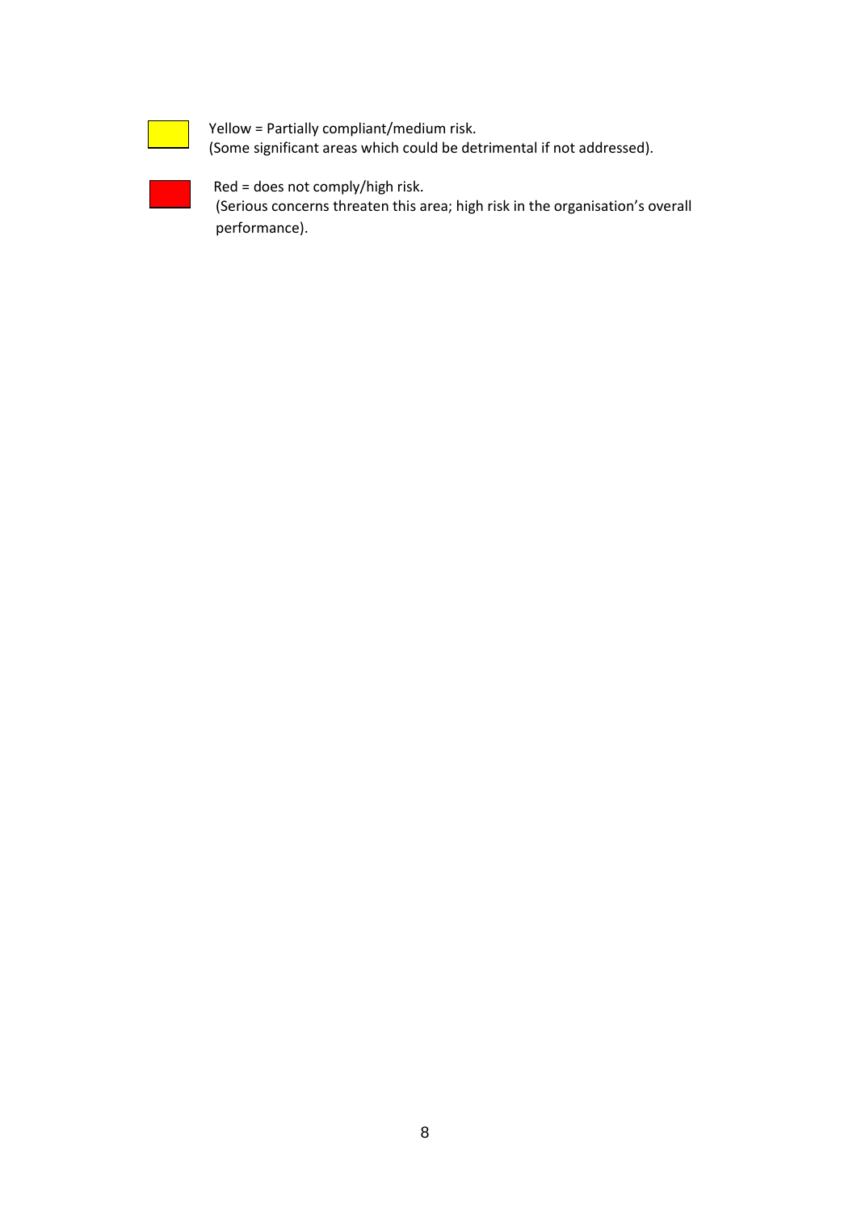Yellow = Partially compliant/medium risk.
(Some significant areas which could be detrimental if not addressed).

Red = does not comply/high risk.
(Serious concerns threaten this area; high risk in the organisation's overall performance).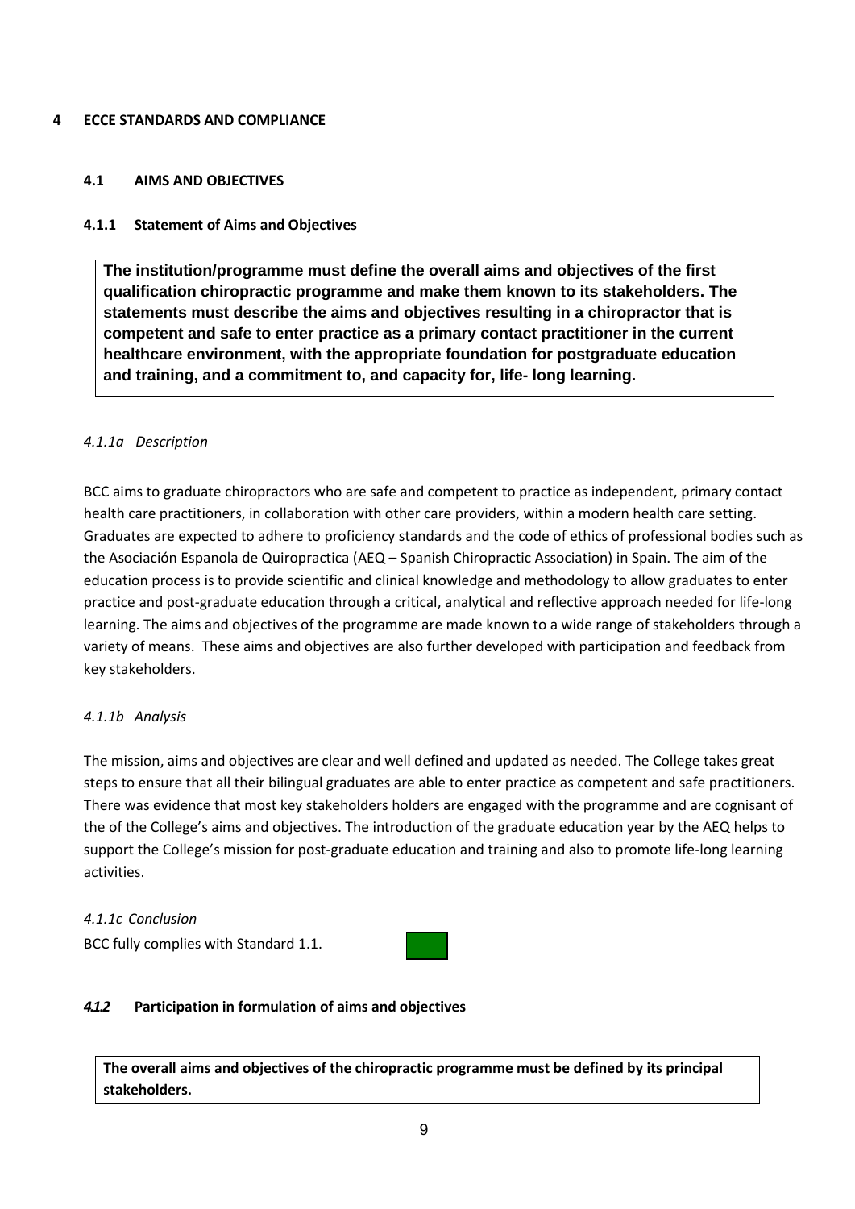# 4 ECCE STANDARDS AND COMPLIANCE

## 4.1 AIMS AND OBJECTIVES

### 4.1.1 Statement of Aims and Objectives

**The institution/programme must define the overall aims and objectives of the first qualification chiropractic programme and make them known to its stakeholders. The statements must describe the aims and objectives resulting in a chiropractor that is competent and safe to enter practice as a primary contact practitioner in the current healthcare environment, with the appropriate foundation for postgraduate education and training, and a commitment to, and capacity for, life- long learning.**

*4.1.1a Description*

BCC aims to graduate chiropractors who are safe and competent to practice as independent, primary contact health care practitioners, in collaboration with other care providers, within a modern health care setting. Graduates are expected to adhere to proficiency standards and the code of ethics of professional bodies such as the Asociación Espanola de Quiropractica (AEQ – Spanish Chiropractic Association) in Spain. The aim of the education process is to provide scientific and clinical knowledge and methodology to allow graduates to enter practice and post-graduate education through a critical, analytical and reflective approach needed for life-long learning. The aims and objectives of the programme are made known to a wide range of stakeholders through a variety of means. These aims and objectives are also further developed with participation and feedback from key stakeholders.

*4.1.1b Analysis*

The mission, aims and objectives are clear and well defined and updated as needed. The College takes great steps to ensure that all their bilingual graduates are able to enter practice as competent and safe practitioners. There was evidence that most key stakeholders holders are engaged with the programme and are cognisant of the of the College's aims and objectives. The introduction of the graduate education year by the AEQ helps to support the College's mission for post-graduate education and training and also to promote life-long learning activities.

*4.1.1c Conclusion*

BCC fully complies with Standard 1.1.

### *4.1.2* Participation in formulation of aims and objectives

**The overall aims and objectives of the chiropractic programme must be defined by its principal stakeholders.**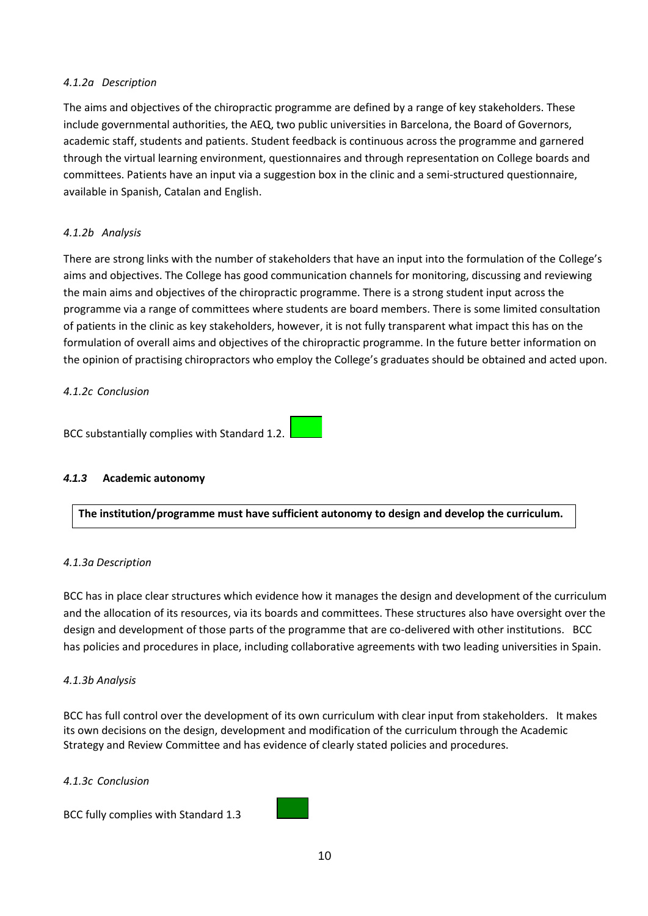*4.1.2a Description*

The aims and objectives of the chiropractic programme are defined by a range of key stakeholders. These include governmental authorities, the AEQ, two public universities in Barcelona, the Board of Governors, academic staff, students and patients. Student feedback is continuous across the programme and garnered through the virtual learning environment, questionnaires and through representation on College boards and committees. Patients have an input via a suggestion box in the clinic and a semi-structured questionnaire, available in Spanish, Catalan and English.

*4.1.2b Analysis*

There are strong links with the number of stakeholders that have an input into the formulation of the College's aims and objectives. The College has good communication channels for monitoring, discussing and reviewing the main aims and objectives of the chiropractic programme. There is a strong student input across the programme via a range of committees where students are board members. There is some limited consultation of patients in the clinic as key stakeholders, however, it is not fully transparent what impact this has on the formulation of overall aims and objectives of the chiropractic programme. In the future better information on the opinion of practising chiropractors who employ the College's graduates should be obtained and acted upon.

*4.1.2c Conclusion*

BCC substantially complies with Standard 1.2.

### *4.1.3* Academic autonomy

**The institution/programme must have sufficient autonomy to design and develop the curriculum.**

*4.1.3a Description*

BCC has in place clear structures which evidence how it manages the design and development of the curriculum and the allocation of its resources, via its boards and committees. These structures also have oversight over the design and development of those parts of the programme that are co-delivered with other institutions. BCC has policies and procedures in place, including collaborative agreements with two leading universities in Spain.

*4.1.3b Analysis*

BCC has full control over the development of its own curriculum with clear input from stakeholders. It makes its own decisions on the design, development and modification of the curriculum through the Academic Strategy and Review Committee and has evidence of clearly stated policies and procedures.

*4.1.3c Conclusion*

BCC fully complies with Standard 1.3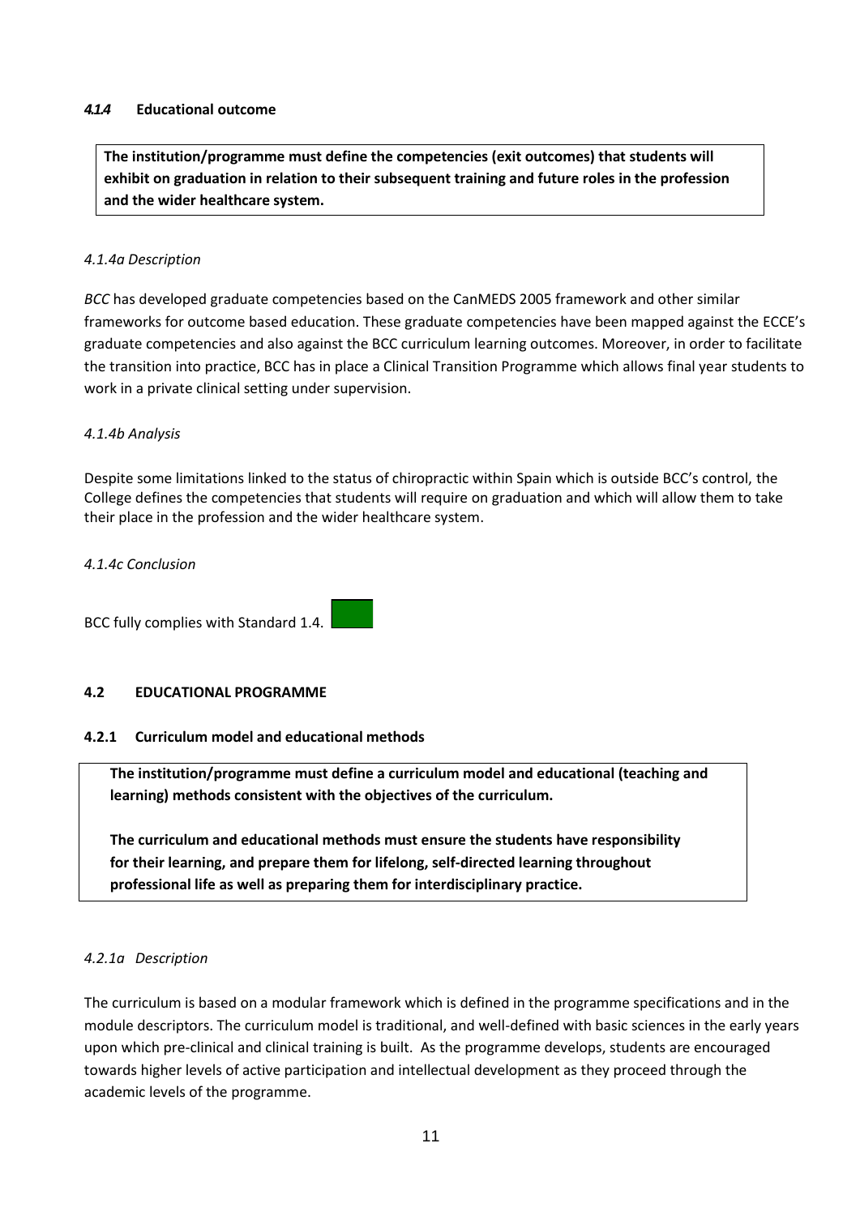#### *4.1.4* Educational outcome

**The institution/programme must define the competencies (exit outcomes) that students will exhibit on graduation in relation to their subsequent training and future roles in the profession and the wider healthcare system.**

*4.1.4a Description*

*BCC* has developed graduate competencies based on the CanMEDS 2005 framework and other similar frameworks for outcome based education. These graduate competencies have been mapped against the ECCE's graduate competencies and also against the BCC curriculum learning outcomes. Moreover, in order to facilitate the transition into practice, BCC has in place a Clinical Transition Programme which allows final year students to work in a private clinical setting under supervision.

*4.1.4b Analysis*

Despite some limitations linked to the status of chiropractic within Spain which is outside BCC's control, the College defines the competencies that students will require on graduation and which will allow them to take their place in the profession and the wider healthcare system.

*4.1.4c Conclusion*

BCC fully complies with Standard 1.4.

### 4.2 EDUCATIONAL PROGRAMME

#### 4.2.1 Curriculum model and educational methods

**The institution/programme must define a curriculum model and educational (teaching and learning) methods consistent with the objectives of the curriculum.**

**The curriculum and educational methods must ensure the students have responsibility for their learning, and prepare them for lifelong, self-directed learning throughout professional life as well as preparing them for interdisciplinary practice.**

*4.2.1a Description*

The curriculum is based on a modular framework which is defined in the programme specifications and in the module descriptors. The curriculum model is traditional, and well-defined with basic sciences in the early years upon which pre-clinical and clinical training is built. As the programme develops, students are encouraged towards higher levels of active participation and intellectual development as they proceed through the academic levels of the programme.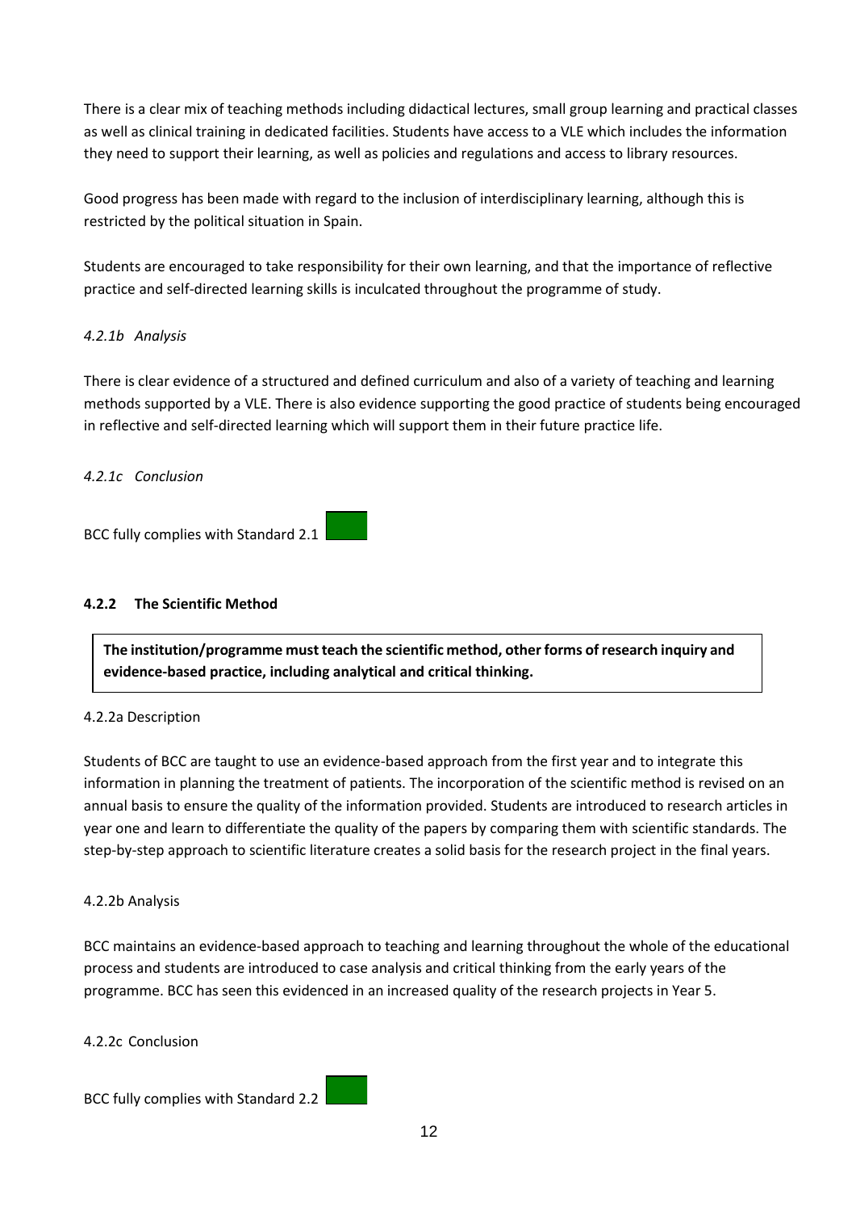There is a clear mix of teaching methods including didactical lectures, small group learning and practical classes as well as clinical training in dedicated facilities. Students have access to a VLE which includes the information they need to support their learning, as well as policies and regulations and access to library resources.

Good progress has been made with regard to the inclusion of interdisciplinary learning, although this is restricted by the political situation in Spain.

Students are encouraged to take responsibility for their own learning, and that the importance of reflective practice and self-directed learning skills is inculcated throughout the programme of study.

*4.2.1b Analysis*

There is clear evidence of a structured and defined curriculum and also of a variety of teaching and learning methods supported by a VLE. There is also evidence supporting the good practice of students being encouraged in reflective and self-directed learning which will support them in their future practice life.

*4.2.1c Conclusion*

BCC fully complies with Standard 2.1

### 4.2.2 The Scientific Method

**The institution/programme must teach the scientific method, other forms of research inquiry and evidence-based practice, including analytical and critical thinking.**

4.2.2a Description

Students of BCC are taught to use an evidence-based approach from the first year and to integrate this information in planning the treatment of patients. The incorporation of the scientific method is revised on an annual basis to ensure the quality of the information provided. Students are introduced to research articles in year one and learn to differentiate the quality of the papers by comparing them with scientific standards. The step-by-step approach to scientific literature creates a solid basis for the research project in the final years.

4.2.2b Analysis

BCC maintains an evidence-based approach to teaching and learning throughout the whole of the educational process and students are introduced to case analysis and critical thinking from the early years of the programme. BCC has seen this evidenced in an increased quality of the research projects in Year 5.

4.2.2c Conclusion

BCC fully complies with Standard 2.2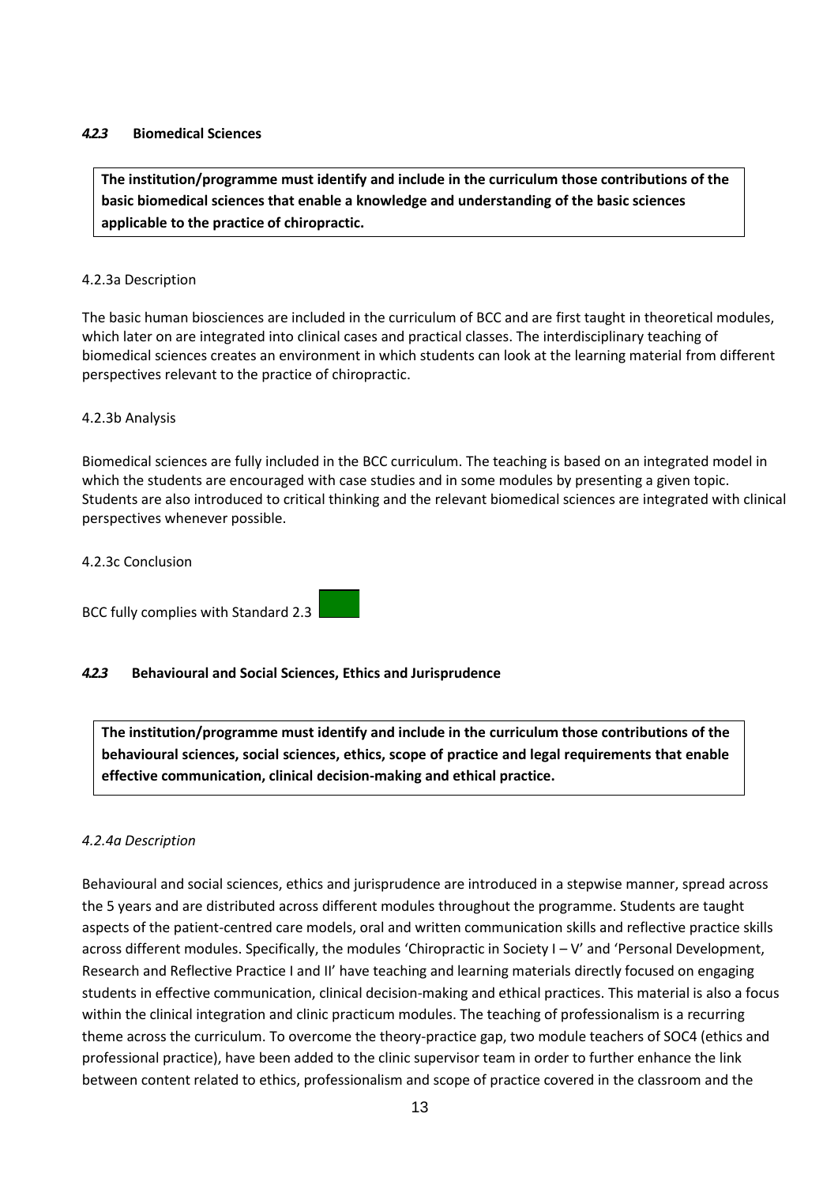#### *4.2.3* Biomedical Sciences

| **The institution/programme must identify and include in the curriculum those contributions of the basic biomedical sciences that enable a knowledge and understanding of the basic sciences applicable to the practice of chiropractic.** |
|---|

4.2.3a Description

The basic human biosciences are included in the curriculum of BCC and are first taught in theoretical modules, which later on are integrated into clinical cases and practical classes. The interdisciplinary teaching of biomedical sciences creates an environment in which students can look at the learning material from different perspectives relevant to the practice of chiropractic.

4.2.3b Analysis

Biomedical sciences are fully included in the BCC curriculum. The teaching is based on an integrated model in which the students are encouraged with case studies and in some modules by presenting a given topic. Students are also introduced to critical thinking and the relevant biomedical sciences are integrated with clinical perspectives whenever possible.

4.2.3c Conclusion

BCC fully complies with Standard 2.3

#### *4.2.3* Behavioural and Social Sciences, Ethics and Jurisprudence

| **The institution/programme must identify and include in the curriculum those contributions of the behavioural sciences, social sciences, ethics, scope of practice and legal requirements that enable effective communication, clinical decision-making and ethical practice.** |
|---|

*4.2.4a Description*

Behavioural and social sciences, ethics and jurisprudence are introduced in a stepwise manner, spread across the 5 years and are distributed across different modules throughout the programme. Students are taught aspects of the patient-centred care models, oral and written communication skills and reflective practice skills across different modules. Specifically, the modules 'Chiropractic in Society I – V' and 'Personal Development, Research and Reflective Practice I and II' have teaching and learning materials directly focused on engaging students in effective communication, clinical decision-making and ethical practices. This material is also a focus within the clinical integration and clinic practicum modules. The teaching of professionalism is a recurring theme across the curriculum. To overcome the theory-practice gap, two module teachers of SOC4 (ethics and professional practice), have been added to the clinic supervisor team in order to further enhance the link between content related to ethics, professionalism and scope of practice covered in the classroom and the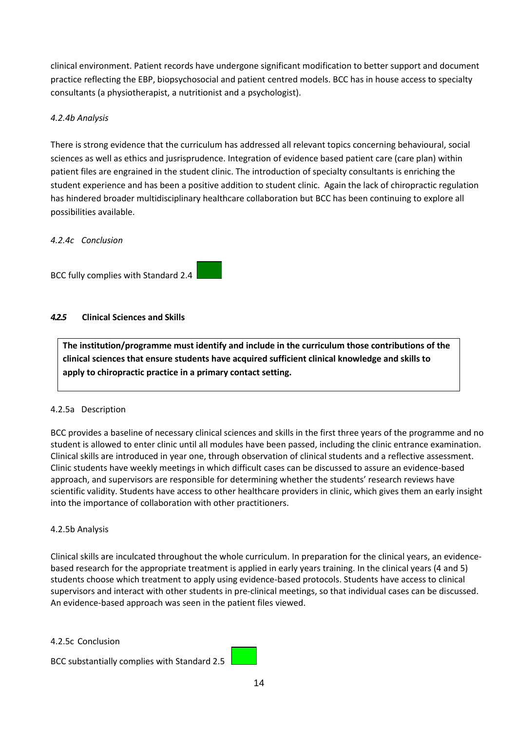clinical environment. Patient records have undergone significant modification to better support and document practice reflecting the EBP, biopsychosocial and patient centred models. BCC has in house access to specialty consultants (a physiotherapist, a nutritionist and a psychologist).

*4.2.4b Analysis*

There is strong evidence that the curriculum has addressed all relevant topics concerning behavioural, social sciences as well as ethics and jusrisprudence. Integration of evidence based patient care (care plan) within patient files are engrained in the student clinic. The introduction of specialty consultants is enriching the student experience and has been a positive addition to student clinic. Again the lack of chiropractic regulation has hindered broader multidisciplinary healthcare collaboration but BCC has been continuing to explore all possibilities available.

*4.2.4c Conclusion*

BCC fully complies with Standard 2.4

#### ***4.2.5*** **Clinical Sciences and Skills**

**The institution/programme must identify and include in the curriculum those contributions of the clinical sciences that ensure students have acquired sufficient clinical knowledge and skills to apply to chiropractic practice in a primary contact setting.**

4.2.5a Description

BCC provides a baseline of necessary clinical sciences and skills in the first three years of the programme and no student is allowed to enter clinic until all modules have been passed, including the clinic entrance examination. Clinical skills are introduced in year one, through observation of clinical students and a reflective assessment. Clinic students have weekly meetings in which difficult cases can be discussed to assure an evidence-based approach, and supervisors are responsible for determining whether the students' research reviews have scientific validity. Students have access to other healthcare providers in clinic, which gives them an early insight into the importance of collaboration with other practitioners.

4.2.5b Analysis

Clinical skills are inculcated throughout the whole curriculum. In preparation for the clinical years, an evidence-based research for the appropriate treatment is applied in early years training. In the clinical years (4 and 5) students choose which treatment to apply using evidence-based protocols. Students have access to clinical supervisors and interact with other students in pre-clinical meetings, so that individual cases can be discussed. An evidence-based approach was seen in the patient files viewed.

4.2.5c Conclusion

BCC substantially complies with Standard 2.5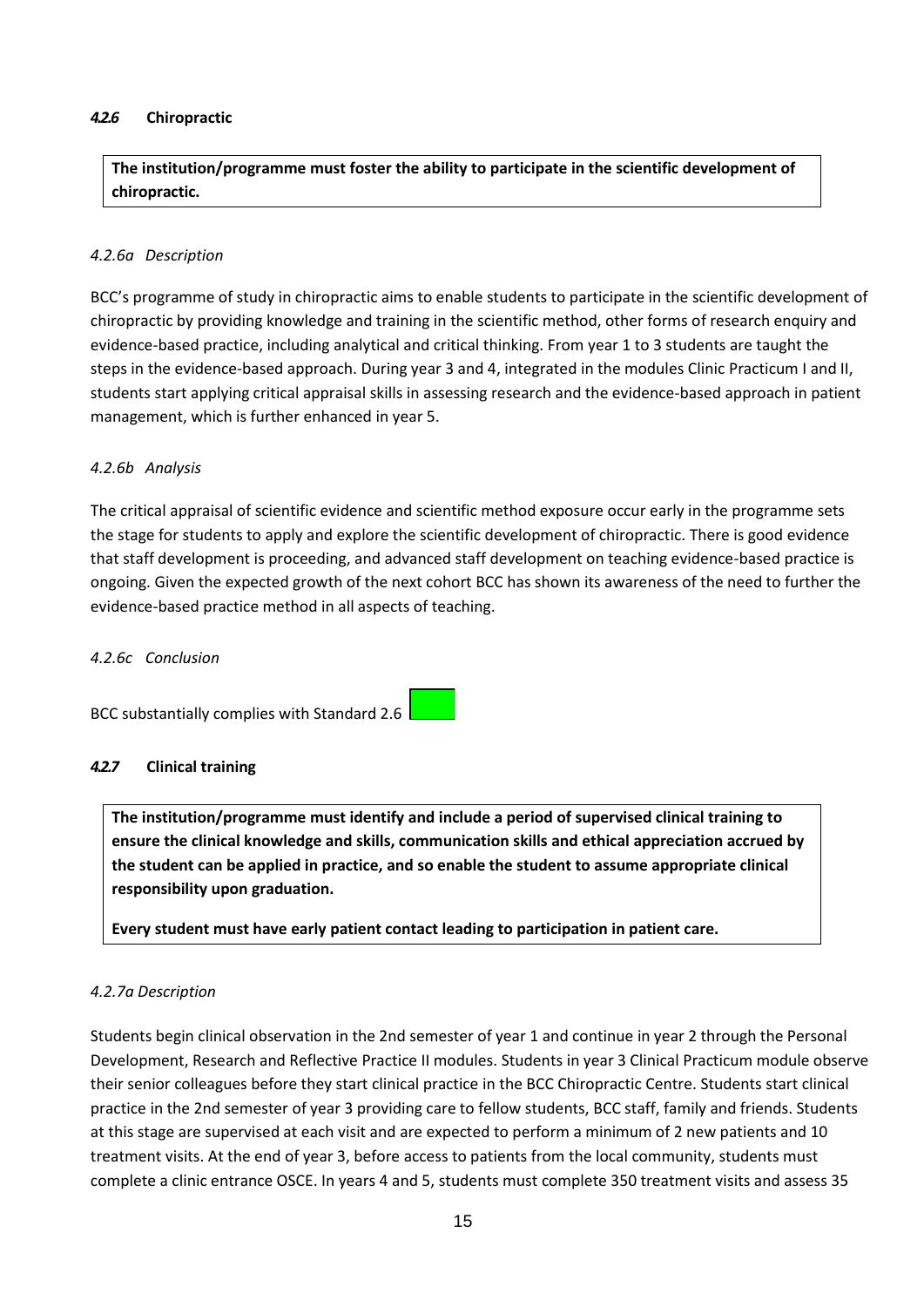#### *4.2.6* Chiropractic

**The institution/programme must foster the ability to participate in the scientific development of chiropractic.**

*4.2.6a Description*

BCC's programme of study in chiropractic aims to enable students to participate in the scientific development of chiropractic by providing knowledge and training in the scientific method, other forms of research enquiry and evidence-based practice, including analytical and critical thinking. From year 1 to 3 students are taught the steps in the evidence-based approach. During year 3 and 4, integrated in the modules Clinic Practicum I and II, students start applying critical appraisal skills in assessing research and the evidence-based approach in patient management, which is further enhanced in year 5.

*4.2.6b Analysis*

The critical appraisal of scientific evidence and scientific method exposure occur early in the programme sets the stage for students to apply and explore the scientific development of chiropractic. There is good evidence that staff development is proceeding, and advanced staff development on teaching evidence-based practice is ongoing. Given the expected growth of the next cohort BCC has shown its awareness of the need to further the evidence-based practice method in all aspects of teaching.

*4.2.6c Conclusion*

BCC substantially complies with Standard 2.6

#### *4.2.7* Clinical training

**The institution/programme must identify and include a period of supervised clinical training to ensure the clinical knowledge and skills, communication skills and ethical appreciation accrued by the student can be applied in practice, and so enable the student to assume appropriate clinical responsibility upon graduation.**

**Every student must have early patient contact leading to participation in patient care.**

*4.2.7a Description*

Students begin clinical observation in the 2nd semester of year 1 and continue in year 2 through the Personal Development, Research and Reflective Practice II modules. Students in year 3 Clinical Practicum module observe their senior colleagues before they start clinical practice in the BCC Chiropractic Centre. Students start clinical practice in the 2nd semester of year 3 providing care to fellow students, BCC staff, family and friends. Students at this stage are supervised at each visit and are expected to perform a minimum of 2 new patients and 10 treatment visits. At the end of year 3, before access to patients from the local community, students must complete a clinic entrance OSCE. In years 4 and 5, students must complete 350 treatment visits and assess 35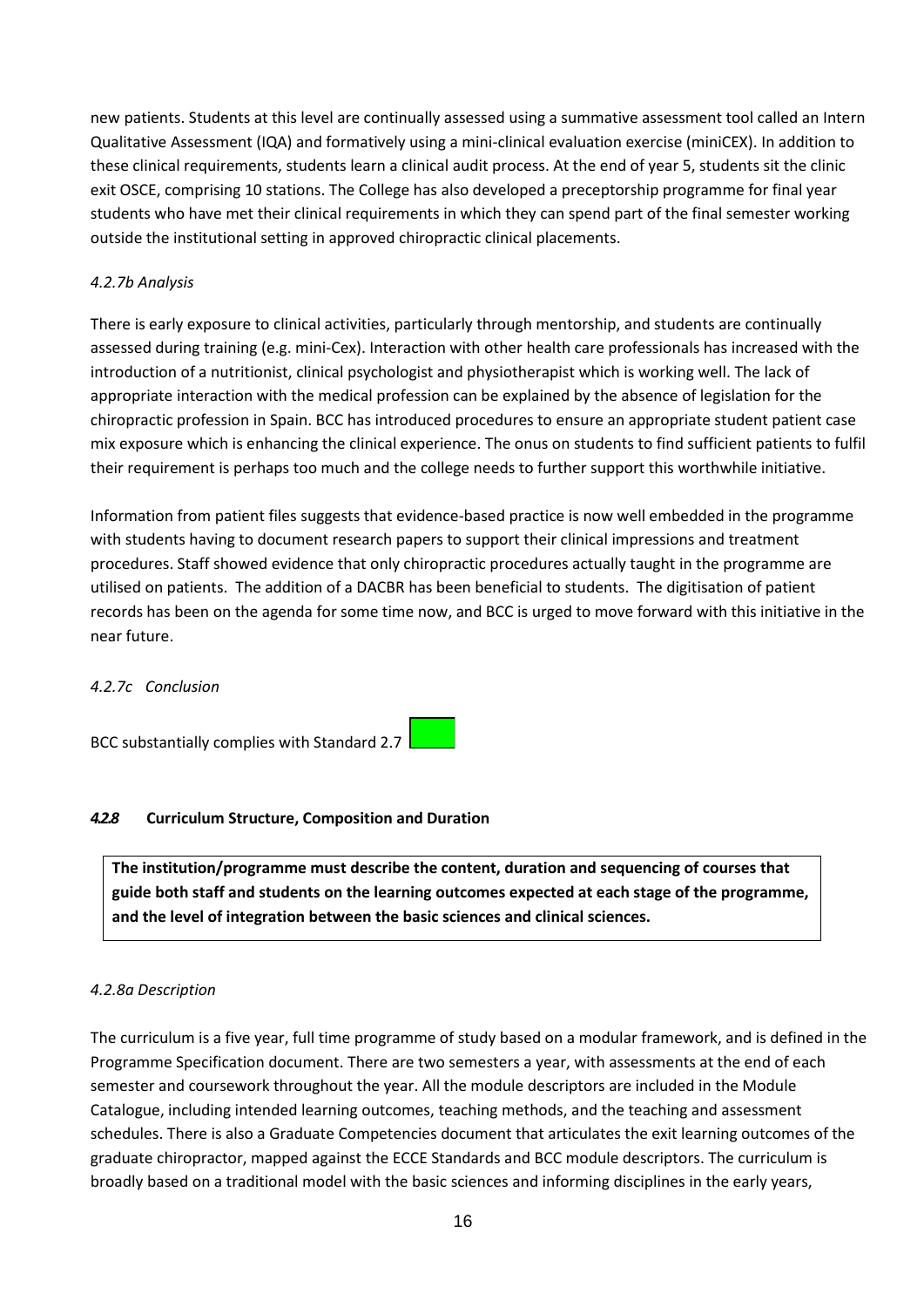new patients. Students at this level are continually assessed using a summative assessment tool called an Intern Qualitative Assessment (IQA) and formatively using a mini-clinical evaluation exercise (miniCEX). In addition to these clinical requirements, students learn a clinical audit process. At the end of year 5, students sit the clinic exit OSCE, comprising 10 stations. The College has also developed a preceptorship programme for final year students who have met their clinical requirements in which they can spend part of the final semester working outside the institutional setting in approved chiropractic clinical placements.

*4.2.7b Analysis*

There is early exposure to clinical activities, particularly through mentorship, and students are continually assessed during training (e.g. mini-Cex). Interaction with other health care professionals has increased with the introduction of a nutritionist, clinical psychologist and physiotherapist which is working well. The lack of appropriate interaction with the medical profession can be explained by the absence of legislation for the chiropractic profession in Spain. BCC has introduced procedures to ensure an appropriate student patient case mix exposure which is enhancing the clinical experience. The onus on students to find sufficient patients to fulfil their requirement is perhaps too much and the college needs to further support this worthwhile initiative.

Information from patient files suggests that evidence-based practice is now well embedded in the programme with students having to document research papers to support their clinical impressions and treatment procedures. Staff showed evidence that only chiropractic procedures actually taught in the programme are utilised on patients. The addition of a DACBR has been beneficial to students. The digitisation of patient records has been on the agenda for some time now, and BCC is urged to move forward with this initiative in the near future.

*4.2.7c Conclusion*

BCC substantially complies with Standard 2.7

#### *4.2.8* Curriculum Structure, Composition and Duration

**The institution/programme must describe the content, duration and sequencing of courses that guide both staff and students on the learning outcomes expected at each stage of the programme, and the level of integration between the basic sciences and clinical sciences.**

*4.2.8a Description*

The curriculum is a five year, full time programme of study based on a modular framework, and is defined in the Programme Specification document. There are two semesters a year, with assessments at the end of each semester and coursework throughout the year. All the module descriptors are included in the Module Catalogue, including intended learning outcomes, teaching methods, and the teaching and assessment schedules. There is also a Graduate Competencies document that articulates the exit learning outcomes of the graduate chiropractor, mapped against the ECCE Standards and BCC module descriptors. The curriculum is broadly based on a traditional model with the basic sciences and informing disciplines in the early years,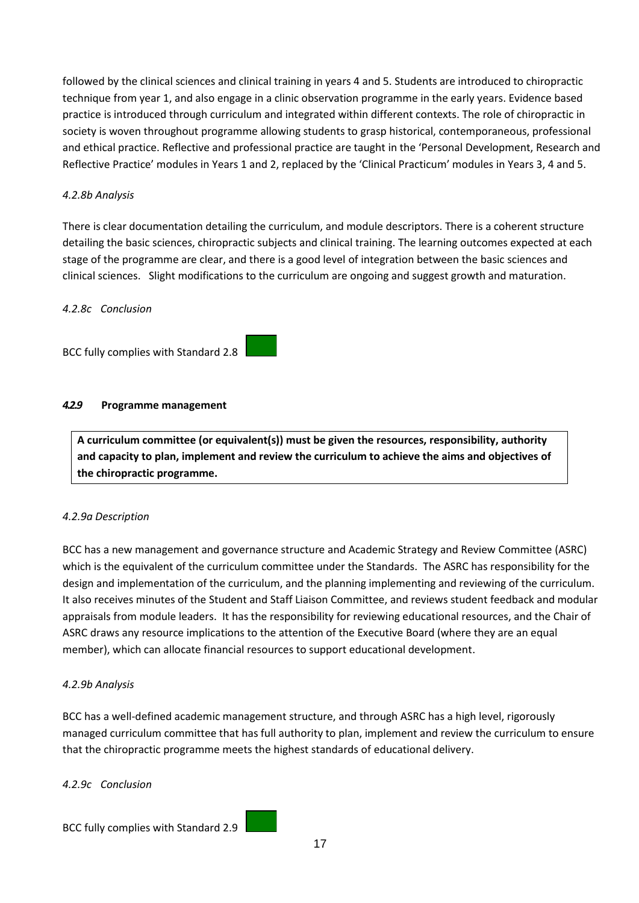followed by the clinical sciences and clinical training in years 4 and 5. Students are introduced to chiropractic technique from year 1, and also engage in a clinic observation programme in the early years. Evidence based practice is introduced through curriculum and integrated within different contexts. The role of chiropractic in society is woven throughout programme allowing students to grasp historical, contemporaneous, professional and ethical practice. Reflective and professional practice are taught in the 'Personal Development, Research and Reflective Practice' modules in Years 1 and 2, replaced by the 'Clinical Practicum' modules in Years 3, 4 and 5.

*4.2.8b Analysis*

There is clear documentation detailing the curriculum, and module descriptors. There is a coherent structure detailing the basic sciences, chiropractic subjects and clinical training. The learning outcomes expected at each stage of the programme are clear, and there is a good level of integration between the basic sciences and clinical sciences. Slight modifications to the curriculum are ongoing and suggest growth and maturation.

*4.2.8c Conclusion*

BCC fully complies with Standard 2.8

#### *4.2.9* Programme management

**A curriculum committee (or equivalent(s)) must be given the resources, responsibility, authority and capacity to plan, implement and review the curriculum to achieve the aims and objectives of the chiropractic programme.**

*4.2.9a Description*

BCC has a new management and governance structure and Academic Strategy and Review Committee (ASRC) which is the equivalent of the curriculum committee under the Standards. The ASRC has responsibility for the design and implementation of the curriculum, and the planning implementing and reviewing of the curriculum. It also receives minutes of the Student and Staff Liaison Committee, and reviews student feedback and modular appraisals from module leaders. It has the responsibility for reviewing educational resources, and the Chair of ASRC draws any resource implications to the attention of the Executive Board (where they are an equal member), which can allocate financial resources to support educational development.

*4.2.9b Analysis*

BCC has a well-defined academic management structure, and through ASRC has a high level, rigorously managed curriculum committee that has full authority to plan, implement and review the curriculum to ensure that the chiropractic programme meets the highest standards of educational delivery.

*4.2.9c Conclusion*

BCC fully complies with Standard 2.9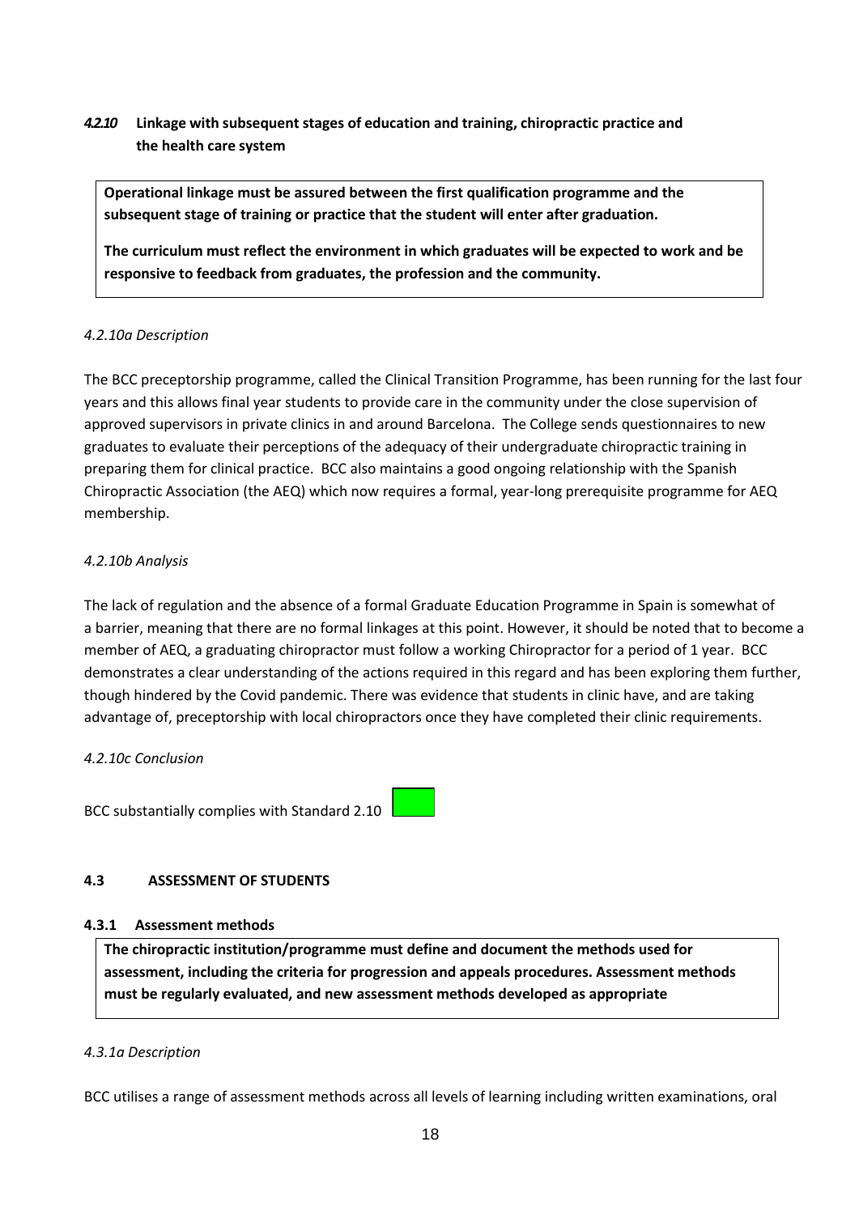### *4.2.10* Linkage with subsequent stages of education and training, chiropractic practice and the health care system

**Operational linkage must be assured between the first qualification programme and the subsequent stage of training or practice that the student will enter after graduation.**

**The curriculum must reflect the environment in which graduates will be expected to work and be responsive to feedback from graduates, the profession and the community.**

*4.2.10a Description*

The BCC preceptorship programme, called the Clinical Transition Programme, has been running for the last four years and this allows final year students to provide care in the community under the close supervision of approved supervisors in private clinics in and around Barcelona. The College sends questionnaires to new graduates to evaluate their perceptions of the adequacy of their undergraduate chiropractic training in preparing them for clinical practice. BCC also maintains a good ongoing relationship with the Spanish Chiropractic Association (the AEQ) which now requires a formal, year-long prerequisite programme for AEQ membership.

*4.2.10b Analysis*

The lack of regulation and the absence of a formal Graduate Education Programme in Spain is somewhat of a barrier, meaning that there are no formal linkages at this point. However, it should be noted that to become a member of AEQ, a graduating chiropractor must follow a working Chiropractor for a period of 1 year. BCC demonstrates a clear understanding of the actions required in this regard and has been exploring them further, though hindered by the Covid pandemic. There was evidence that students in clinic have, and are taking advantage of, preceptorship with local chiropractors once they have completed their clinic requirements.

*4.2.10c Conclusion*

BCC substantially complies with Standard 2.10

## 4.3 ASSESSMENT OF STUDENTS

### 4.3.1 Assessment methods

**The chiropractic institution/programme must define and document the methods used for assessment, including the criteria for progression and appeals procedures. Assessment methods must be regularly evaluated, and new assessment methods developed as appropriate**

*4.3.1a Description*

BCC utilises a range of assessment methods across all levels of learning including written examinations, oral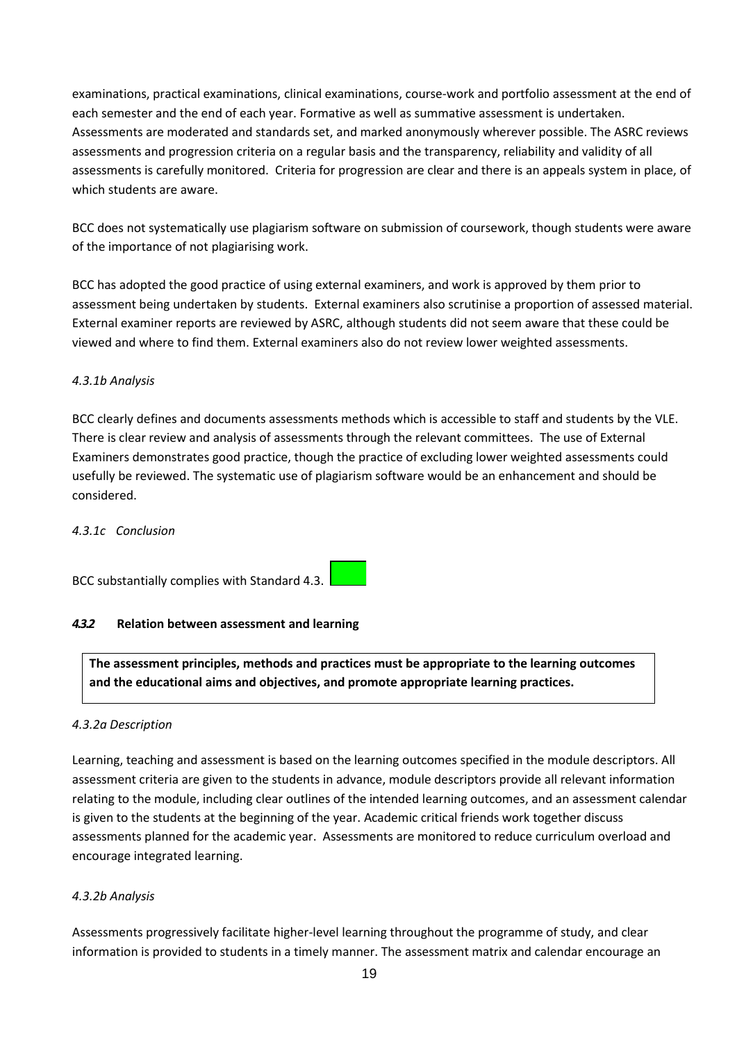examinations, practical examinations, clinical examinations, course-work and portfolio assessment at the end of each semester and the end of each year. Formative as well as summative assessment is undertaken. Assessments are moderated and standards set, and marked anonymously wherever possible. The ASRC reviews assessments and progression criteria on a regular basis and the transparency, reliability and validity of all assessments is carefully monitored. Criteria for progression are clear and there is an appeals system in place, of which students are aware.

BCC does not systematically use plagiarism software on submission of coursework, though students were aware of the importance of not plagiarising work.

BCC has adopted the good practice of using external examiners, and work is approved by them prior to assessment being undertaken by students. External examiners also scrutinise a proportion of assessed material. External examiner reports are reviewed by ASRC, although students did not seem aware that these could be viewed and where to find them. External examiners also do not review lower weighted assessments.

*4.3.1b Analysis*

BCC clearly defines and documents assessments methods which is accessible to staff and students by the VLE. There is clear review and analysis of assessments through the relevant committees. The use of External Examiners demonstrates good practice, though the practice of excluding lower weighted assessments could usefully be reviewed. The systematic use of plagiarism software would be an enhancement and should be considered.

*4.3.1c Conclusion*

BCC substantially complies with Standard 4.3.

#### *4.3.2* Relation between assessment and learning

**The assessment principles, methods and practices must be appropriate to the learning outcomes and the educational aims and objectives, and promote appropriate learning practices.**

*4.3.2a Description*

Learning, teaching and assessment is based on the learning outcomes specified in the module descriptors. All assessment criteria are given to the students in advance, module descriptors provide all relevant information relating to the module, including clear outlines of the intended learning outcomes, and an assessment calendar is given to the students at the beginning of the year. Academic critical friends work together discuss assessments planned for the academic year. Assessments are monitored to reduce curriculum overload and encourage integrated learning.

*4.3.2b Analysis*

Assessments progressively facilitate higher-level learning throughout the programme of study, and clear information is provided to students in a timely manner. The assessment matrix and calendar encourage an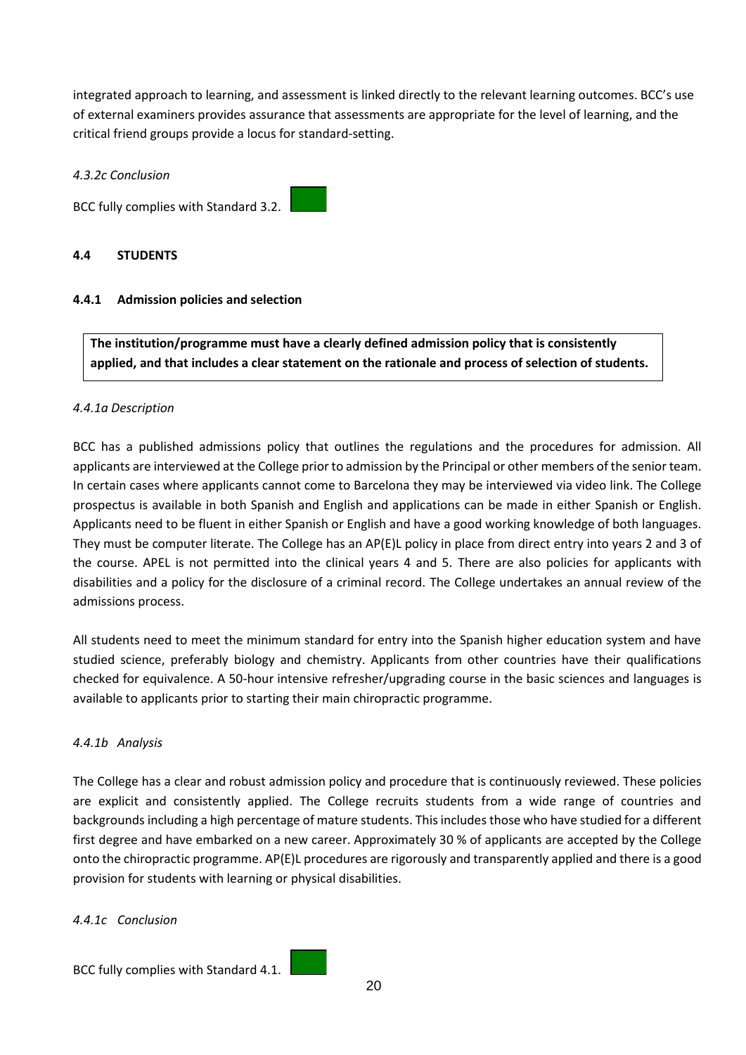integrated approach to learning, and assessment is linked directly to the relevant learning outcomes. BCC's use of external examiners provides assurance that assessments are appropriate for the level of learning, and the critical friend groups provide a locus for standard-setting.

*4.3.2c Conclusion*

BCC fully complies with Standard 3.2.

## 4.4 STUDENTS

### 4.4.1 Admission policies and selection

**The institution/programme must have a clearly defined admission policy that is consistently applied, and that includes a clear statement on the rationale and process of selection of students.**

*4.4.1a Description*

BCC has a published admissions policy that outlines the regulations and the procedures for admission. All applicants are interviewed at the College prior to admission by the Principal or other members of the senior team. In certain cases where applicants cannot come to Barcelona they may be interviewed via video link. The College prospectus is available in both Spanish and English and applications can be made in either Spanish or English. Applicants need to be fluent in either Spanish or English and have a good working knowledge of both languages. They must be computer literate. The College has an AP(E)L policy in place from direct entry into years 2 and 3 of the course. APEL is not permitted into the clinical years 4 and 5. There are also policies for applicants with disabilities and a policy for the disclosure of a criminal record. The College undertakes an annual review of the admissions process.

All students need to meet the minimum standard for entry into the Spanish higher education system and have studied science, preferably biology and chemistry. Applicants from other countries have their qualifications checked for equivalence. A 50-hour intensive refresher/upgrading course in the basic sciences and languages is available to applicants prior to starting their main chiropractic programme.

*4.4.1b Analysis*

The College has a clear and robust admission policy and procedure that is continuously reviewed. These policies are explicit and consistently applied. The College recruits students from a wide range of countries and backgrounds including a high percentage of mature students. This includes those who have studied for a different first degree and have embarked on a new career. Approximately 30 % of applicants are accepted by the College onto the chiropractic programme. AP(E)L procedures are rigorously and transparently applied and there is a good provision for students with learning or physical disabilities.

*4.4.1c Conclusion*

BCC fully complies with Standard 4.1.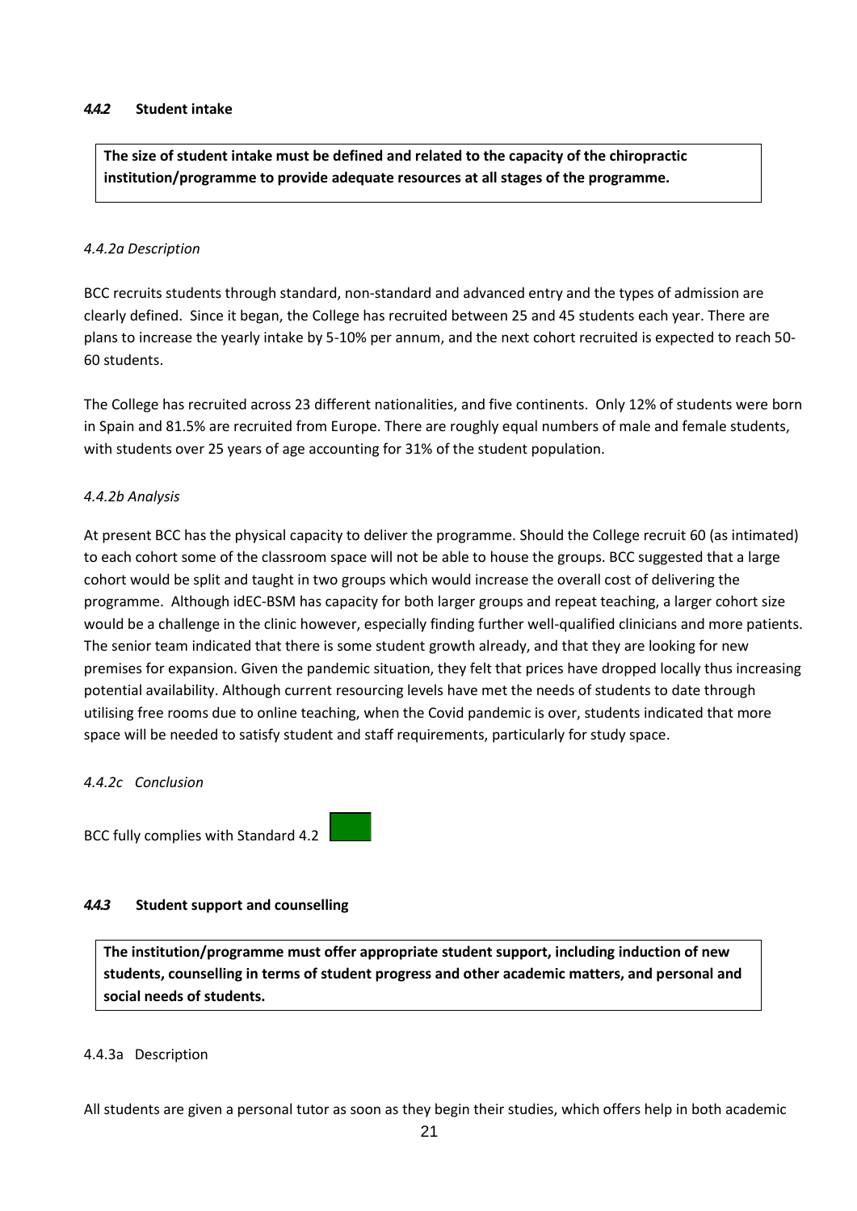#### *4.4.2* Student intake

**The size of student intake must be defined and related to the capacity of the chiropractic institution/programme to provide adequate resources at all stages of the programme.**

*4.4.2a Description*

BCC recruits students through standard, non-standard and advanced entry and the types of admission are clearly defined. Since it began, the College has recruited between 25 and 45 students each year. There are plans to increase the yearly intake by 5-10% per annum, and the next cohort recruited is expected to reach 50-60 students.

The College has recruited across 23 different nationalities, and five continents. Only 12% of students were born in Spain and 81.5% are recruited from Europe. There are roughly equal numbers of male and female students, with students over 25 years of age accounting for 31% of the student population.

*4.4.2b Analysis*

At present BCC has the physical capacity to deliver the programme. Should the College recruit 60 (as intimated) to each cohort some of the classroom space will not be able to house the groups. BCC suggested that a large cohort would be split and taught in two groups which would increase the overall cost of delivering the programme. Although idEC-BSM has capacity for both larger groups and repeat teaching, a larger cohort size would be a challenge in the clinic however, especially finding further well-qualified clinicians and more patients. The senior team indicated that there is some student growth already, and that they are looking for new premises for expansion. Given the pandemic situation, they felt that prices have dropped locally thus increasing potential availability. Although current resourcing levels have met the needs of students to date through utilising free rooms due to online teaching, when the Covid pandemic is over, students indicated that more space will be needed to satisfy student and staff requirements, particularly for study space.

*4.4.2c Conclusion*

BCC fully complies with Standard 4.2

#### *4.4.3* Student support and counselling

**The institution/programme must offer appropriate student support, including induction of new students, counselling in terms of student progress and other academic matters, and personal and social needs of students.**

4.4.3a Description

All students are given a personal tutor as soon as they begin their studies, which offers help in both academic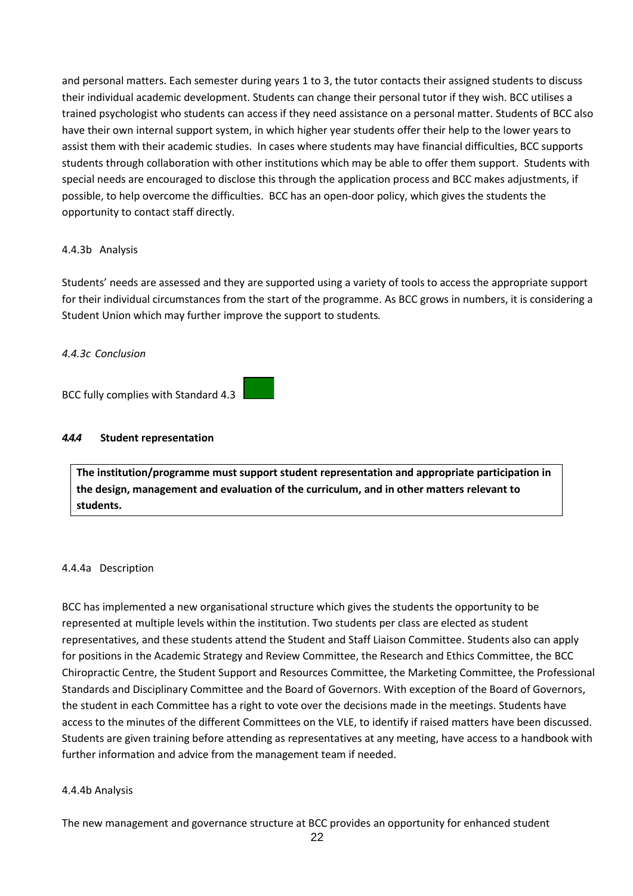and personal matters. Each semester during years 1 to 3, the tutor contacts their assigned students to discuss their individual academic development. Students can change their personal tutor if they wish. BCC utilises a trained psychologist who students can access if they need assistance on a personal matter. Students of BCC also have their own internal support system, in which higher year students offer their help to the lower years to assist them with their academic studies. In cases where students may have financial difficulties, BCC supports students through collaboration with other institutions which may be able to offer them support. Students with special needs are encouraged to disclose this through the application process and BCC makes adjustments, if possible, to help overcome the difficulties. BCC has an open-door policy, which gives the students the opportunity to contact staff directly.

4.4.3b Analysis

Students' needs are assessed and they are supported using a variety of tools to access the appropriate support for their individual circumstances from the start of the programme. As BCC grows in numbers, it is considering a Student Union which may further improve the support to students.

*4.4.3c Conclusion*

BCC fully complies with Standard 4.3

#### ***4.4.4*** **Student representation**

**The institution/programme must support student representation and appropriate participation in the design, management and evaluation of the curriculum, and in other matters relevant to students.**

4.4.4a Description

BCC has implemented a new organisational structure which gives the students the opportunity to be represented at multiple levels within the institution. Two students per class are elected as student representatives, and these students attend the Student and Staff Liaison Committee. Students also can apply for positions in the Academic Strategy and Review Committee, the Research and Ethics Committee, the BCC Chiropractic Centre, the Student Support and Resources Committee, the Marketing Committee, the Professional Standards and Disciplinary Committee and the Board of Governors. With exception of the Board of Governors, the student in each Committee has a right to vote over the decisions made in the meetings. Students have access to the minutes of the different Committees on the VLE, to identify if raised matters have been discussed. Students are given training before attending as representatives at any meeting, have access to a handbook with further information and advice from the management team if needed.

4.4.4b Analysis

The new management and governance structure at BCC provides an opportunity for enhanced student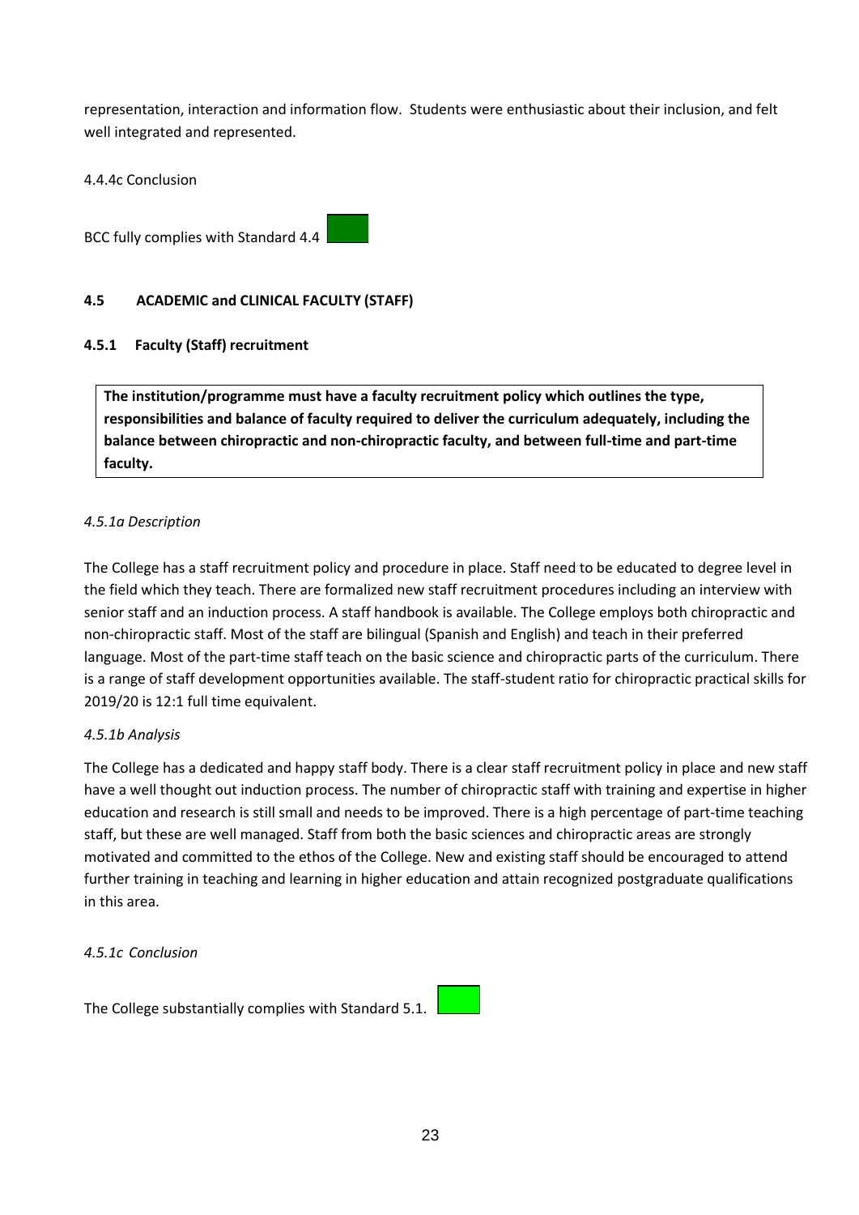representation, interaction and information flow. Students were enthusiastic about their inclusion, and felt well integrated and represented.

4.4.4c Conclusion

BCC fully complies with Standard 4.4

#### 4.5 ACADEMIC and CLINICAL FACULTY (STAFF)

##### 4.5.1 Faculty (Staff) recruitment

**The institution/programme must have a faculty recruitment policy which outlines the type, responsibilities and balance of faculty required to deliver the curriculum adequately, including the balance between chiropractic and non-chiropractic faculty, and between full-time and part-time faculty.**

*4.5.1a Description*

The College has a staff recruitment policy and procedure in place. Staff need to be educated to degree level in the field which they teach. There are formalized new staff recruitment procedures including an interview with senior staff and an induction process. A staff handbook is available. The College employs both chiropractic and non-chiropractic staff. Most of the staff are bilingual (Spanish and English) and teach in their preferred language. Most of the part-time staff teach on the basic science and chiropractic parts of the curriculum. There is a range of staff development opportunities available. The staff-student ratio for chiropractic practical skills for 2019/20 is 12:1 full time equivalent.

*4.5.1b Analysis*

The College has a dedicated and happy staff body. There is a clear staff recruitment policy in place and new staff have a well thought out induction process. The number of chiropractic staff with training and expertise in higher education and research is still small and needs to be improved. There is a high percentage of part-time teaching staff, but these are well managed. Staff from both the basic sciences and chiropractic areas are strongly motivated and committed to the ethos of the College. New and existing staff should be encouraged to attend further training in teaching and learning in higher education and attain recognized postgraduate qualifications in this area.

*4.5.1c Conclusion*

The College substantially complies with Standard 5.1.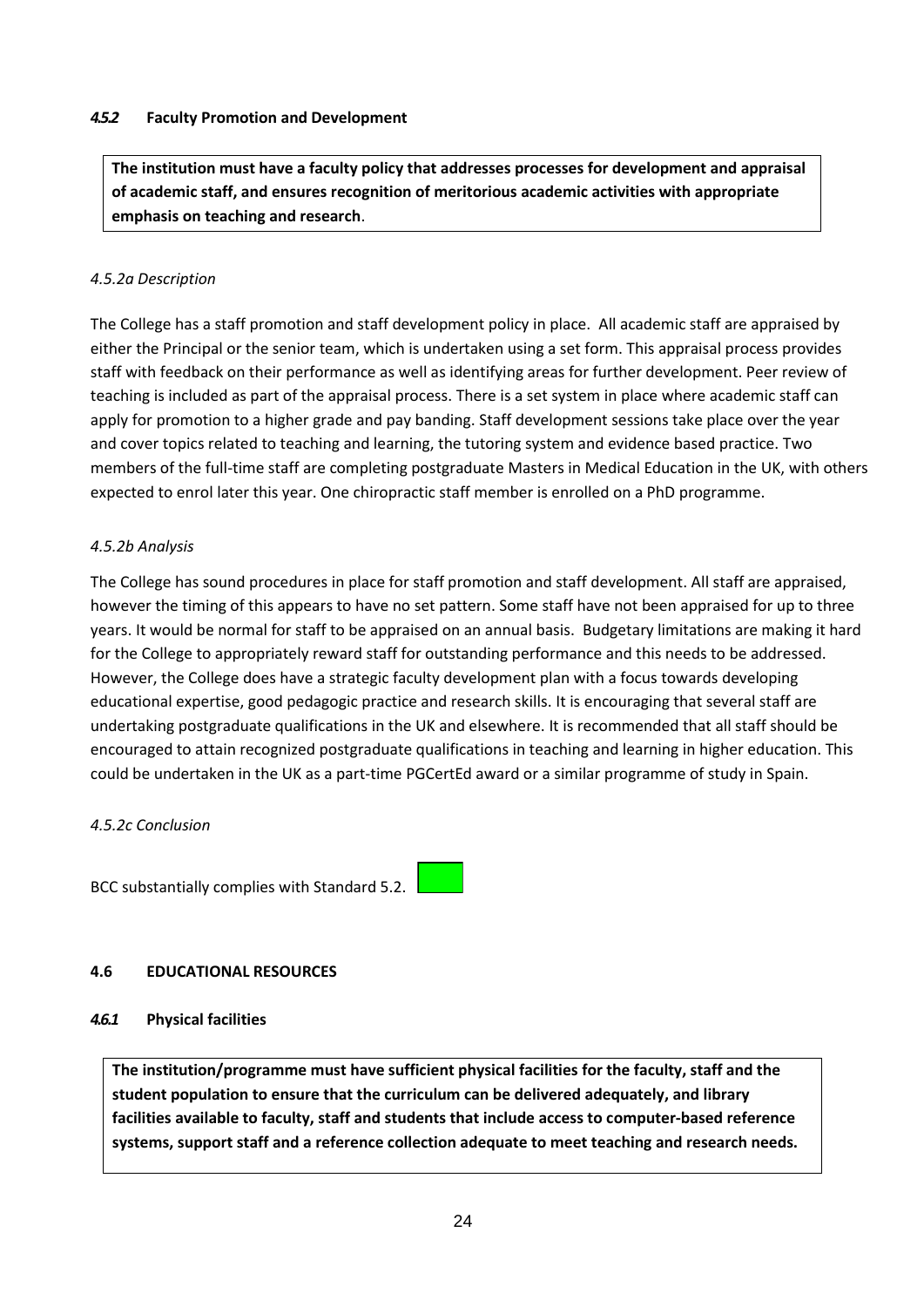#### *4.5.2* Faculty Promotion and Development

**The institution must have a faculty policy that addresses processes for development and appraisal of academic staff, and ensures recognition of meritorious academic activities with appropriate emphasis on teaching and research**.

*4.5.2a Description*

The College has a staff promotion and staff development policy in place. All academic staff are appraised by either the Principal or the senior team, which is undertaken using a set form. This appraisal process provides staff with feedback on their performance as well as identifying areas for further development. Peer review of teaching is included as part of the appraisal process. There is a set system in place where academic staff can apply for promotion to a higher grade and pay banding. Staff development sessions take place over the year and cover topics related to teaching and learning, the tutoring system and evidence based practice. Two members of the full-time staff are completing postgraduate Masters in Medical Education in the UK, with others expected to enrol later this year. One chiropractic staff member is enrolled on a PhD programme.

*4.5.2b Analysis*

The College has sound procedures in place for staff promotion and staff development. All staff are appraised, however the timing of this appears to have no set pattern. Some staff have not been appraised for up to three years. It would be normal for staff to be appraised on an annual basis. Budgetary limitations are making it hard for the College to appropriately reward staff for outstanding performance and this needs to be addressed. However, the College does have a strategic faculty development plan with a focus towards developing educational expertise, good pedagogic practice and research skills. It is encouraging that several staff are undertaking postgraduate qualifications in the UK and elsewhere. It is recommended that all staff should be encouraged to attain recognized postgraduate qualifications in teaching and learning in higher education. This could be undertaken in the UK as a part-time PGCertEd award or a similar programme of study in Spain.

*4.5.2c Conclusion*

BCC substantially complies with Standard 5.2.

### 4.6 EDUCATIONAL RESOURCES

#### *4.6.1* Physical facilities

**The institution/programme must have sufficient physical facilities for the faculty, staff and the student population to ensure that the curriculum can be delivered adequately, and library facilities available to faculty, staff and students that include access to computer-based reference systems, support staff and a reference collection adequate to meet teaching and research needs.**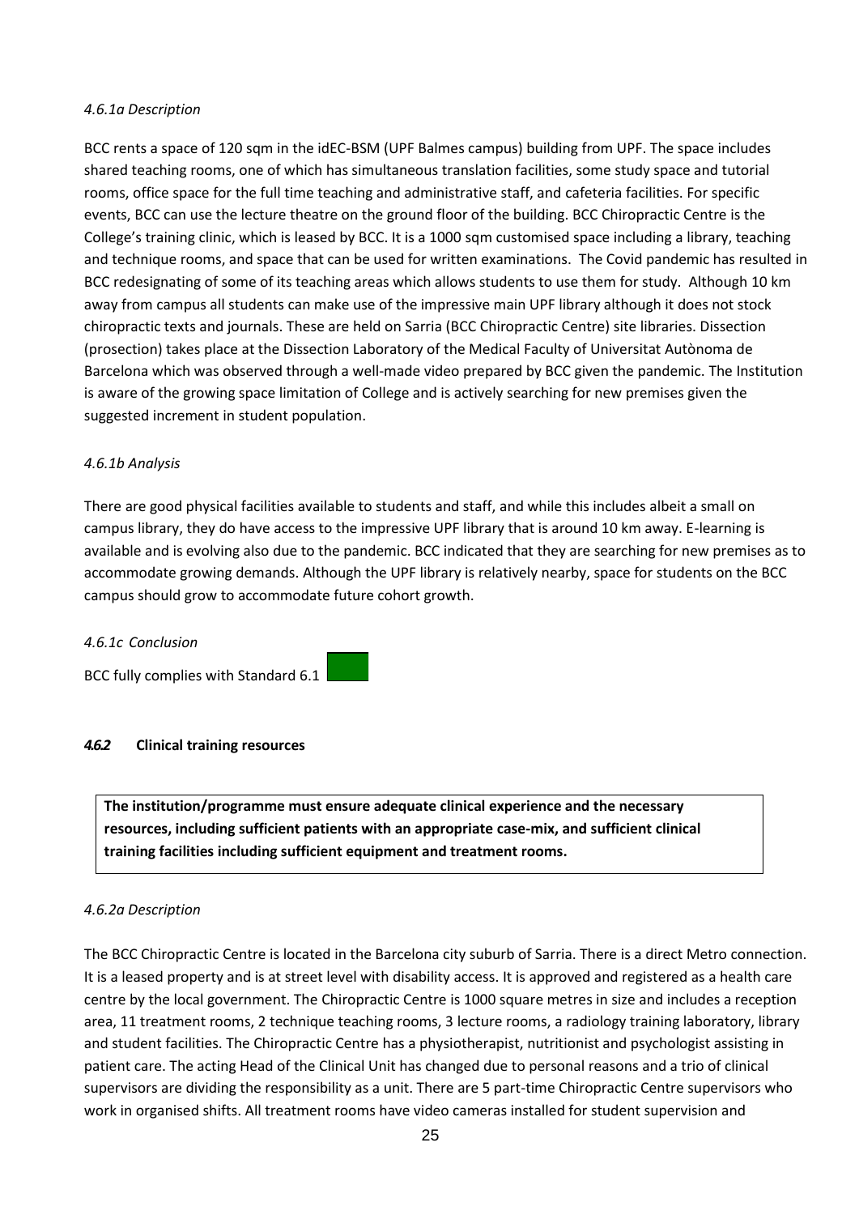*4.6.1a Description*

BCC rents a space of 120 sqm in the idEC-BSM (UPF Balmes campus) building from UPF. The space includes shared teaching rooms, one of which has simultaneous translation facilities, some study space and tutorial rooms, office space for the full time teaching and administrative staff, and cafeteria facilities. For specific events, BCC can use the lecture theatre on the ground floor of the building. BCC Chiropractic Centre is the College's training clinic, which is leased by BCC. It is a 1000 sqm customised space including a library, teaching and technique rooms, and space that can be used for written examinations. The Covid pandemic has resulted in BCC redesignating of some of its teaching areas which allows students to use them for study. Although 10 km away from campus all students can make use of the impressive main UPF library although it does not stock chiropractic texts and journals. These are held on Sarria (BCC Chiropractic Centre) site libraries. Dissection (prosection) takes place at the Dissection Laboratory of the Medical Faculty of Universitat Autònoma de Barcelona which was observed through a well-made video prepared by BCC given the pandemic. The Institution is aware of the growing space limitation of College and is actively searching for new premises given the suggested increment in student population.

*4.6.1b Analysis*

There are good physical facilities available to students and staff, and while this includes albeit a small on campus library, they do have access to the impressive UPF library that is around 10 km away. E-learning is available and is evolving also due to the pandemic. BCC indicated that they are searching for new premises as to accommodate growing demands. Although the UPF library is relatively nearby, space for students on the BCC campus should grow to accommodate future cohort growth.

*4.6.1c Conclusion*

BCC fully complies with Standard 6.1

### *4.6.2* Clinical training resources

**The institution/programme must ensure adequate clinical experience and the necessary resources, including sufficient patients with an appropriate case-mix, and sufficient clinical training facilities including sufficient equipment and treatment rooms.**

*4.6.2a Description*

The BCC Chiropractic Centre is located in the Barcelona city suburb of Sarria. There is a direct Metro connection. It is a leased property and is at street level with disability access. It is approved and registered as a health care centre by the local government. The Chiropractic Centre is 1000 square metres in size and includes a reception area, 11 treatment rooms, 2 technique teaching rooms, 3 lecture rooms, a radiology training laboratory, library and student facilities. The Chiropractic Centre has a physiotherapist, nutritionist and psychologist assisting in patient care. The acting Head of the Clinical Unit has changed due to personal reasons and a trio of clinical supervisors are dividing the responsibility as a unit. There are 5 part-time Chiropractic Centre supervisors who work in organised shifts. All treatment rooms have video cameras installed for student supervision and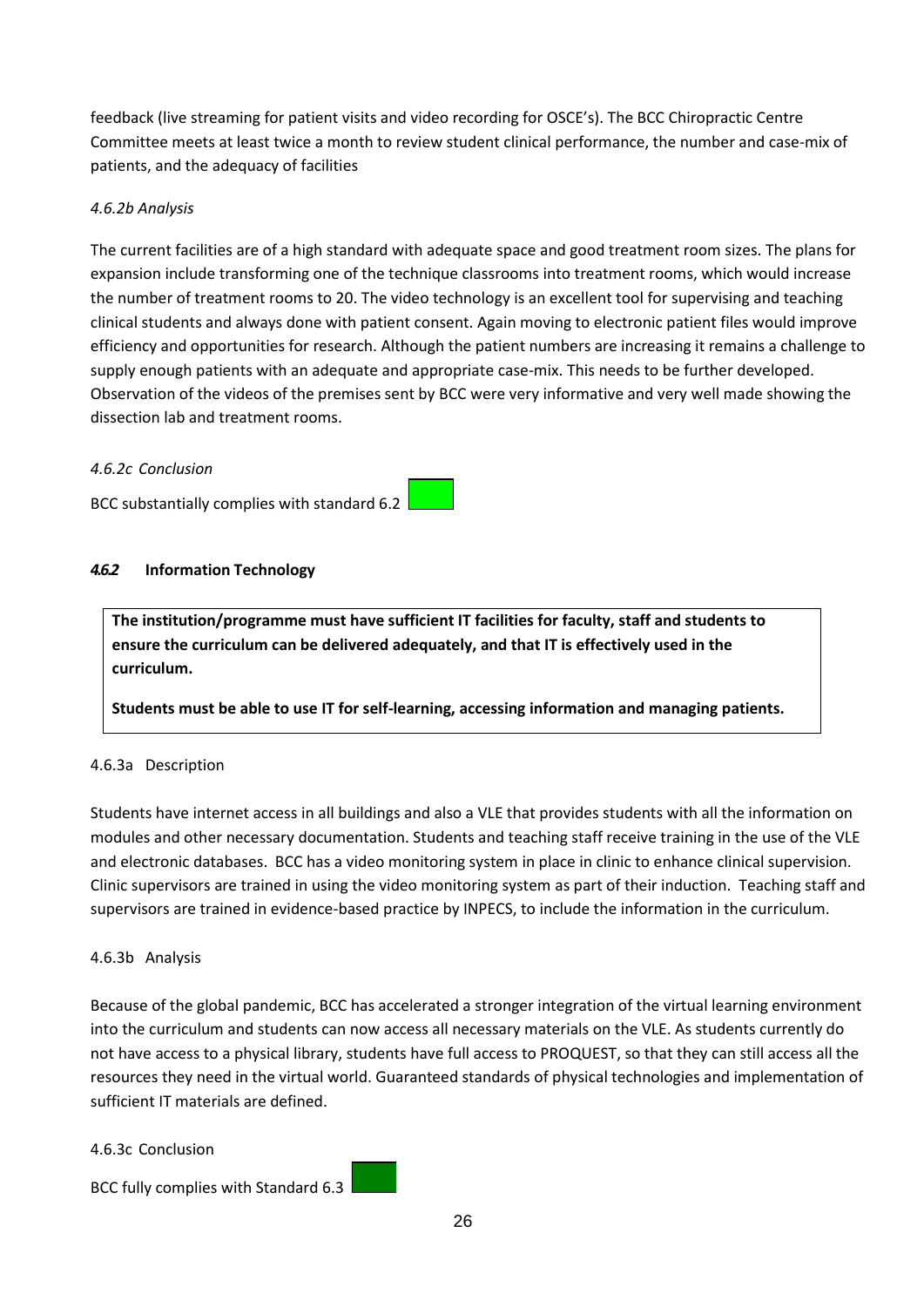feedback (live streaming for patient visits and video recording for OSCE's). The BCC Chiropractic Centre Committee meets at least twice a month to review student clinical performance, the number and case-mix of patients, and the adequacy of facilities

*4.6.2b Analysis*

The current facilities are of a high standard with adequate space and good treatment room sizes. The plans for expansion include transforming one of the technique classrooms into treatment rooms, which would increase the number of treatment rooms to 20. The video technology is an excellent tool for supervising and teaching clinical students and always done with patient consent. Again moving to electronic patient files would improve efficiency and opportunities for research. Although the patient numbers are increasing it remains a challenge to supply enough patients with an adequate and appropriate case-mix. This needs to be further developed. Observation of the videos of the premises sent by BCC were very informative and very well made showing the dissection lab and treatment rooms.

*4.6.2c Conclusion*

BCC substantially complies with standard 6.2

#### *4.6.2* Information Technology

> **The institution/programme must have sufficient IT facilities for faculty, staff and students to ensure the curriculum can be delivered adequately, and that IT is effectively used in the curriculum.**
>
> **Students must be able to use IT for self-learning, accessing information and managing patients.**

4.6.3a Description

Students have internet access in all buildings and also a VLE that provides students with all the information on modules and other necessary documentation. Students and teaching staff receive training in the use of the VLE and electronic databases. BCC has a video monitoring system in place in clinic to enhance clinical supervision. Clinic supervisors are trained in using the video monitoring system as part of their induction. Teaching staff and supervisors are trained in evidence-based practice by INPECS, to include the information in the curriculum.

4.6.3b Analysis

Because of the global pandemic, BCC has accelerated a stronger integration of the virtual learning environment into the curriculum and students can now access all necessary materials on the VLE. As students currently do not have access to a physical library, students have full access to PROQUEST, so that they can still access all the resources they need in the virtual world. Guaranteed standards of physical technologies and implementation of sufficient IT materials are defined.

4.6.3c Conclusion

BCC fully complies with Standard 6.3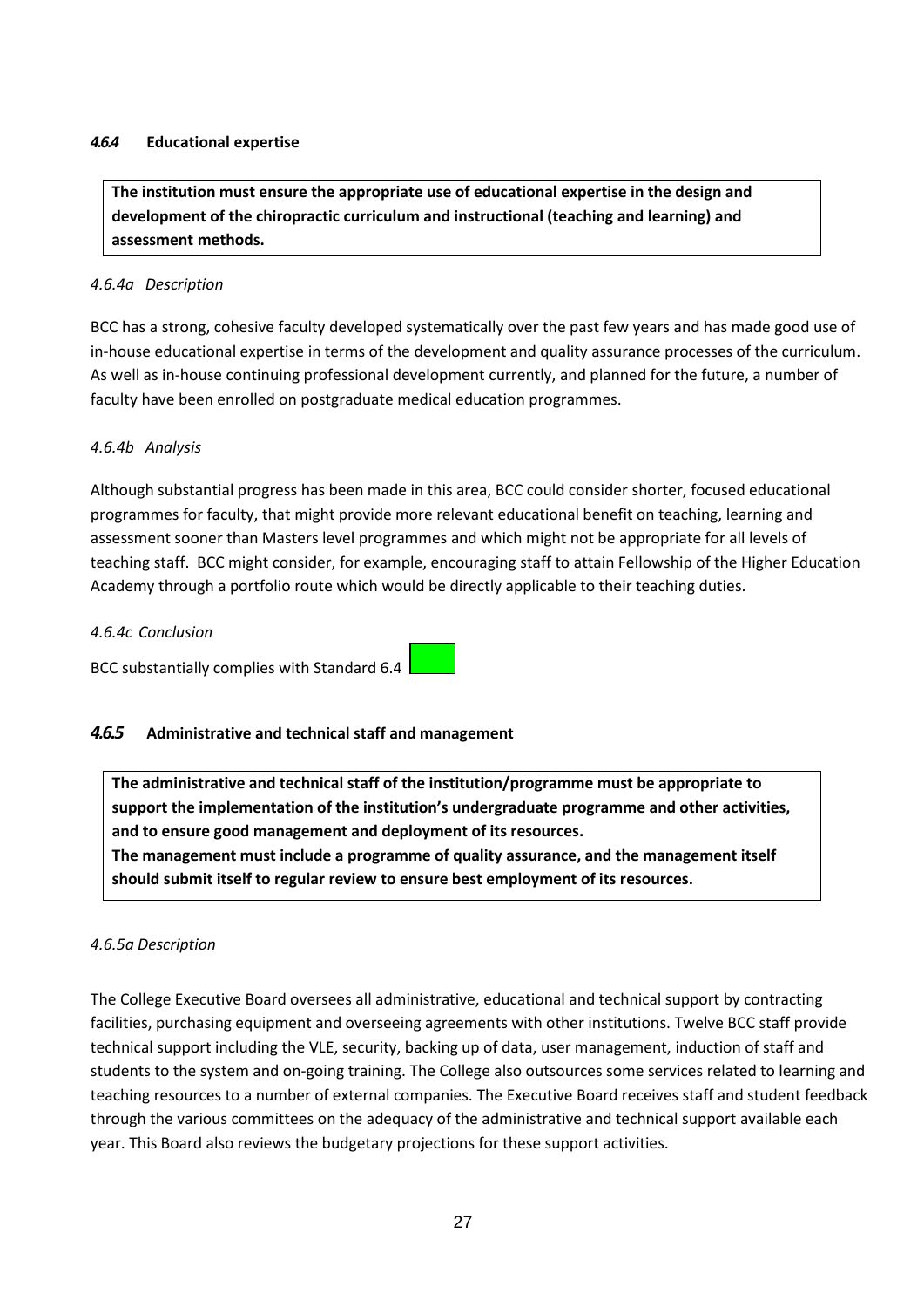#### *4.6.4* Educational expertise

**The institution must ensure the appropriate use of educational expertise in the design and development of the chiropractic curriculum and instructional (teaching and learning) and assessment methods.**

*4.6.4a Description*

BCC has a strong, cohesive faculty developed systematically over the past few years and has made good use of in-house educational expertise in terms of the development and quality assurance processes of the curriculum. As well as in-house continuing professional development currently, and planned for the future, a number of faculty have been enrolled on postgraduate medical education programmes.

*4.6.4b Analysis*

Although substantial progress has been made in this area, BCC could consider shorter, focused educational programmes for faculty, that might provide more relevant educational benefit on teaching, learning and assessment sooner than Masters level programmes and which might not be appropriate for all levels of teaching staff. BCC might consider, for example, encouraging staff to attain Fellowship of the Higher Education Academy through a portfolio route which would be directly applicable to their teaching duties.

*4.6.4c Conclusion*

BCC substantially complies with Standard 6.4

#### *4.6.5* Administrative and technical staff and management

**The administrative and technical staff of the institution/programme must be appropriate to support the implementation of the institution's undergraduate programme and other activities, and to ensure good management and deployment of its resources.**
**The management must include a programme of quality assurance, and the management itself should submit itself to regular review to ensure best employment of its resources.**

*4.6.5a Description*

The College Executive Board oversees all administrative, educational and technical support by contracting facilities, purchasing equipment and overseeing agreements with other institutions. Twelve BCC staff provide technical support including the VLE, security, backing up of data, user management, induction of staff and students to the system and on-going training. The College also outsources some services related to learning and teaching resources to a number of external companies. The Executive Board receives staff and student feedback through the various committees on the adequacy of the administrative and technical support available each year. This Board also reviews the budgetary projections for these support activities.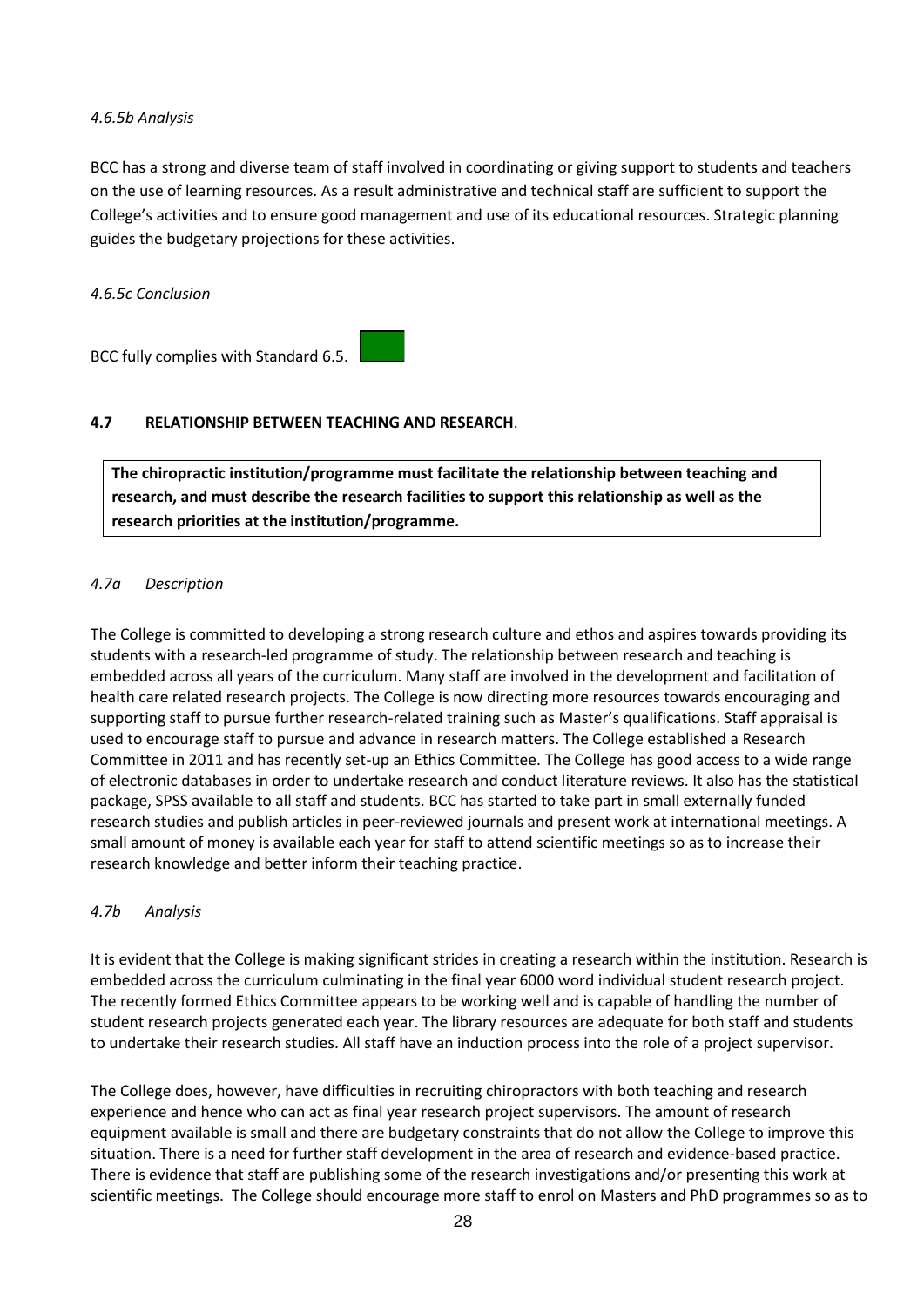*4.6.5b Analysis*

BCC has a strong and diverse team of staff involved in coordinating or giving support to students and teachers on the use of learning resources. As a result administrative and technical staff are sufficient to support the College's activities and to ensure good management and use of its educational resources. Strategic planning guides the budgetary projections for these activities.

*4.6.5c Conclusion*

BCC fully complies with Standard 6.5.

## 4.7 RELATIONSHIP BETWEEN TEACHING AND RESEARCH.

**The chiropractic institution/programme must facilitate the relationship between teaching and research, and must describe the research facilities to support this relationship as well as the research priorities at the institution/programme.**

*4.7a Description*

The College is committed to developing a strong research culture and ethos and aspires towards providing its students with a research-led programme of study. The relationship between research and teaching is embedded across all years of the curriculum. Many staff are involved in the development and facilitation of health care related research projects. The College is now directing more resources towards encouraging and supporting staff to pursue further research-related training such as Master's qualifications. Staff appraisal is used to encourage staff to pursue and advance in research matters. The College established a Research Committee in 2011 and has recently set-up an Ethics Committee. The College has good access to a wide range of electronic databases in order to undertake research and conduct literature reviews. It also has the statistical package, SPSS available to all staff and students. BCC has started to take part in small externally funded research studies and publish articles in peer-reviewed journals and present work at international meetings. A small amount of money is available each year for staff to attend scientific meetings so as to increase their research knowledge and better inform their teaching practice.

*4.7b Analysis*

It is evident that the College is making significant strides in creating a research within the institution. Research is embedded across the curriculum culminating in the final year 6000 word individual student research project. The recently formed Ethics Committee appears to be working well and is capable of handling the number of student research projects generated each year. The library resources are adequate for both staff and students to undertake their research studies. All staff have an induction process into the role of a project supervisor.

The College does, however, have difficulties in recruiting chiropractors with both teaching and research experience and hence who can act as final year research project supervisors. The amount of research equipment available is small and there are budgetary constraints that do not allow the College to improve this situation. There is a need for further staff development in the area of research and evidence-based practice. There is evidence that staff are publishing some of the research investigations and/or presenting this work at scientific meetings. The College should encourage more staff to enrol on Masters and PhD programmes so as to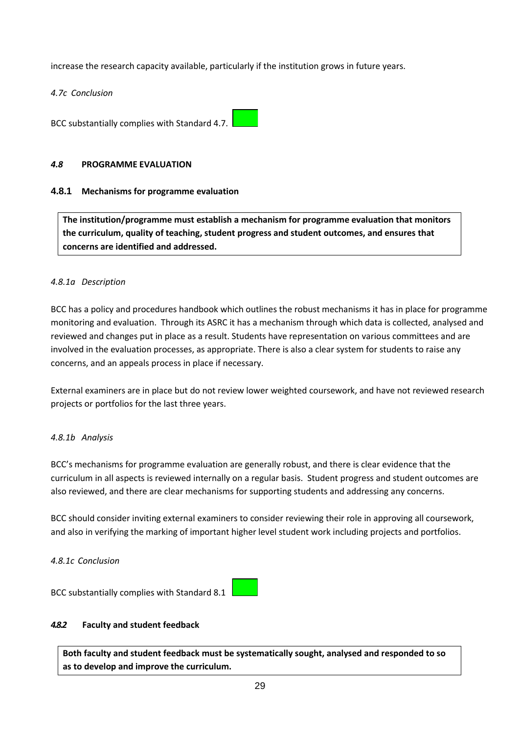increase the research capacity available, particularly if the institution grows in future years.

*4.7c Conclusion*

BCC substantially complies with Standard 4.7.

### *4.8* PROGRAMME EVALUATION

#### 4.8.1 Mechanisms for programme evaluation

**The institution/programme must establish a mechanism for programme evaluation that monitors the curriculum, quality of teaching, student progress and student outcomes, and ensures that concerns are identified and addressed.**

*4.8.1a Description*

BCC has a policy and procedures handbook which outlines the robust mechanisms it has in place for programme monitoring and evaluation. Through its ASRC it has a mechanism through which data is collected, analysed and reviewed and changes put in place as a result. Students have representation on various committees and are involved in the evaluation processes, as appropriate. There is also a clear system for students to raise any concerns, and an appeals process in place if necessary.

External examiners are in place but do not review lower weighted coursework, and have not reviewed research projects or portfolios for the last three years.

*4.8.1b Analysis*

BCC's mechanisms for programme evaluation are generally robust, and there is clear evidence that the curriculum in all aspects is reviewed internally on a regular basis. Student progress and student outcomes are also reviewed, and there are clear mechanisms for supporting students and addressing any concerns.

BCC should consider inviting external examiners to consider reviewing their role in approving all coursework, and also in verifying the marking of important higher level student work including projects and portfolios.

*4.8.1c Conclusion*

BCC substantially complies with Standard 8.1

#### *4.8.2* Faculty and student feedback

**Both faculty and student feedback must be systematically sought, analysed and responded to so as to develop and improve the curriculum.**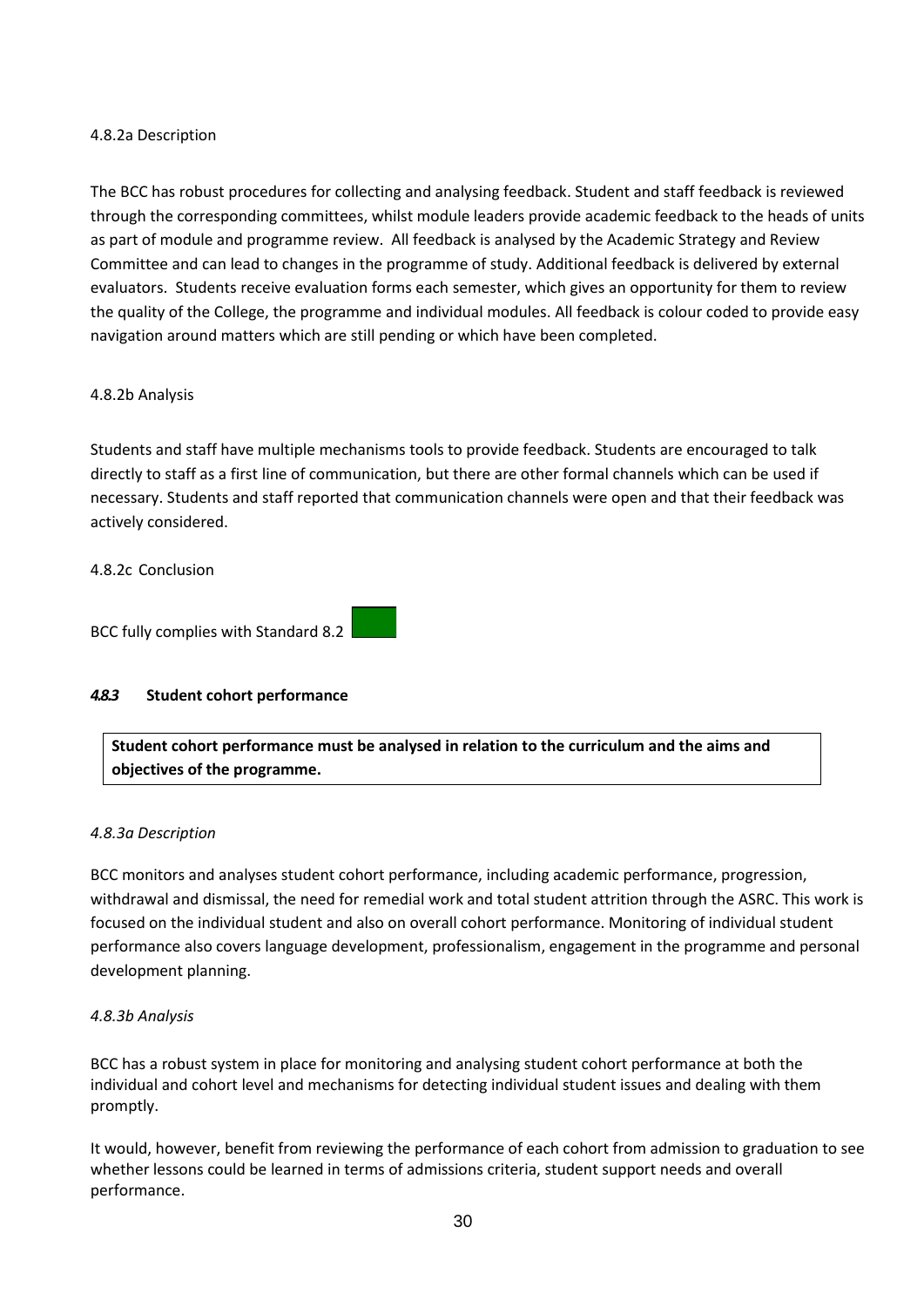4.8.2a Description

The BCC has robust procedures for collecting and analysing feedback. Student and staff feedback is reviewed through the corresponding committees, whilst module leaders provide academic feedback to the heads of units as part of module and programme review. All feedback is analysed by the Academic Strategy and Review Committee and can lead to changes in the programme of study. Additional feedback is delivered by external evaluators. Students receive evaluation forms each semester, which gives an opportunity for them to review the quality of the College, the programme and individual modules. All feedback is colour coded to provide easy navigation around matters which are still pending or which have been completed.

4.8.2b Analysis

Students and staff have multiple mechanisms tools to provide feedback. Students are encouraged to talk directly to staff as a first line of communication, but there are other formal channels which can be used if necessary. Students and staff reported that communication channels were open and that their feedback was actively considered.

4.8.2c Conclusion

BCC fully complies with Standard 8.2

#### *4.8.3* Student cohort performance

| **Student cohort performance must be analysed in relation to the curriculum and the aims and objectives of the programme.** |
|---|

*4.8.3a Description*

BCC monitors and analyses student cohort performance, including academic performance, progression, withdrawal and dismissal, the need for remedial work and total student attrition through the ASRC. This work is focused on the individual student and also on overall cohort performance. Monitoring of individual student performance also covers language development, professionalism, engagement in the programme and personal development planning.

*4.8.3b Analysis*

BCC has a robust system in place for monitoring and analysing student cohort performance at both the individual and cohort level and mechanisms for detecting individual student issues and dealing with them promptly.

It would, however, benefit from reviewing the performance of each cohort from admission to graduation to see whether lessons could be learned in terms of admissions criteria, student support needs and overall performance.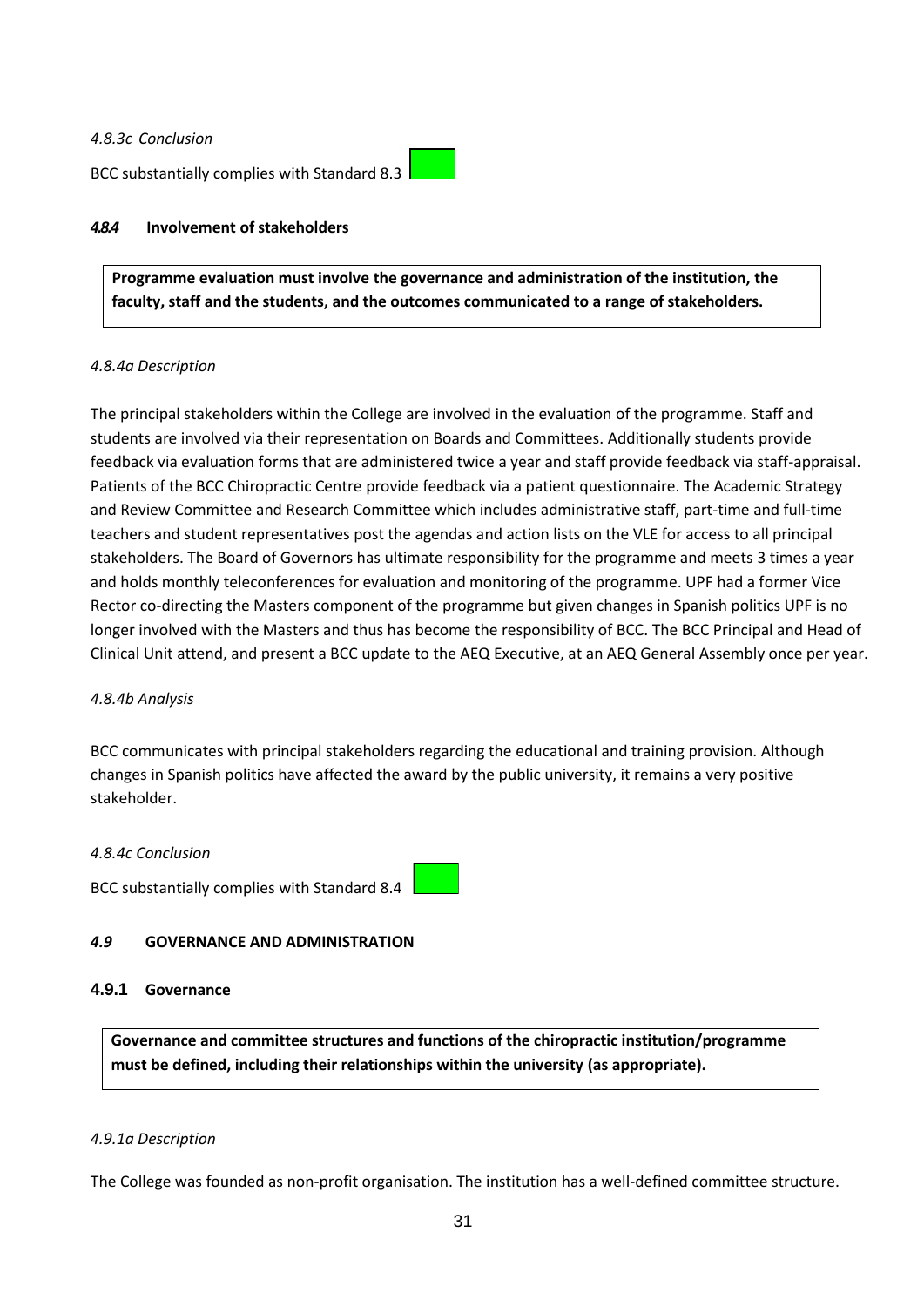*4.8.3c Conclusion*

BCC substantially complies with Standard 8.3

#### *4.8.4* Involvement of stakeholders

**Programme evaluation must involve the governance and administration of the institution, the faculty, staff and the students, and the outcomes communicated to a range of stakeholders.**

*4.8.4a Description*

The principal stakeholders within the College are involved in the evaluation of the programme. Staff and students are involved via their representation on Boards and Committees. Additionally students provide feedback via evaluation forms that are administered twice a year and staff provide feedback via staff-appraisal. Patients of the BCC Chiropractic Centre provide feedback via a patient questionnaire. The Academic Strategy and Review Committee and Research Committee which includes administrative staff, part-time and full-time teachers and student representatives post the agendas and action lists on the VLE for access to all principal stakeholders. The Board of Governors has ultimate responsibility for the programme and meets 3 times a year and holds monthly teleconferences for evaluation and monitoring of the programme. UPF had a former Vice Rector co-directing the Masters component of the programme but given changes in Spanish politics UPF is no longer involved with the Masters and thus has become the responsibility of BCC. The BCC Principal and Head of Clinical Unit attend, and present a BCC update to the AEQ Executive, at an AEQ General Assembly once per year.

*4.8.4b Analysis*

BCC communicates with principal stakeholders regarding the educational and training provision. Although changes in Spanish politics have affected the award by the public university, it remains a very positive stakeholder.

*4.8.4c Conclusion*

BCC substantially complies with Standard 8.4

## *4.9* GOVERNANCE AND ADMINISTRATION

### 4.9.1 Governance

**Governance and committee structures and functions of the chiropractic institution/programme must be defined, including their relationships within the university (as appropriate).**

*4.9.1a Description*

The College was founded as non-profit organisation. The institution has a well-defined committee structure.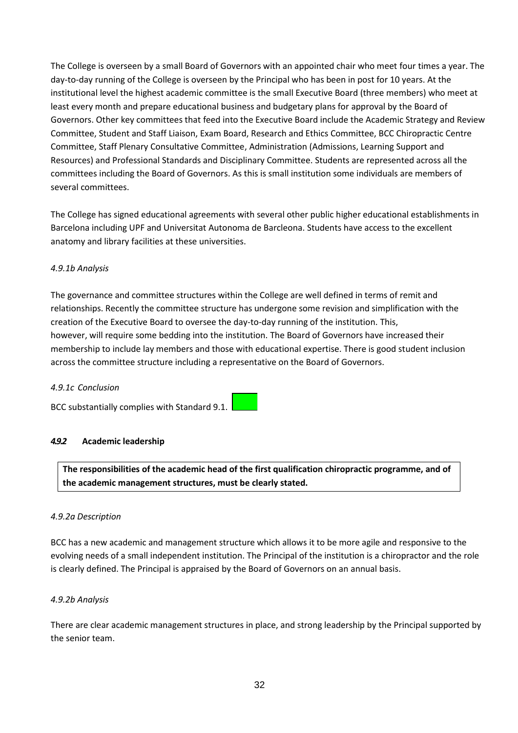The College is overseen by a small Board of Governors with an appointed chair who meet four times a year. The day-to-day running of the College is overseen by the Principal who has been in post for 10 years. At the institutional level the highest academic committee is the small Executive Board (three members) who meet at least every month and prepare educational business and budgetary plans for approval by the Board of Governors. Other key committees that feed into the Executive Board include the Academic Strategy and Review Committee, Student and Staff Liaison, Exam Board, Research and Ethics Committee, BCC Chiropractic Centre Committee, Staff Plenary Consultative Committee, Administration (Admissions, Learning Support and Resources) and Professional Standards and Disciplinary Committee. Students are represented across all the committees including the Board of Governors. As this is small institution some individuals are members of several committees.

The College has signed educational agreements with several other public higher educational establishments in Barcelona including UPF and Universitat Autonoma de Barcleona. Students have access to the excellent anatomy and library facilities at these universities.

*4.9.1b Analysis*

The governance and committee structures within the College are well defined in terms of remit and relationships. Recently the committee structure has undergone some revision and simplification with the creation of the Executive Board to oversee the day-to-day running of the institution. This, however, will require some bedding into the institution. The Board of Governors have increased their membership to include lay members and those with educational expertise. There is good student inclusion across the committee structure including a representative on the Board of Governors.

*4.9.1c Conclusion*

BCC substantially complies with Standard 9.1.

#### *4.9.2* Academic leadership

**The responsibilities of the academic head of the first qualification chiropractic programme, and of the academic management structures, must be clearly stated.**

*4.9.2a Description*

BCC has a new academic and management structure which allows it to be more agile and responsive to the evolving needs of a small independent institution. The Principal of the institution is a chiropractor and the role is clearly defined. The Principal is appraised by the Board of Governors on an annual basis.

*4.9.2b Analysis*

There are clear academic management structures in place, and strong leadership by the Principal supported by the senior team.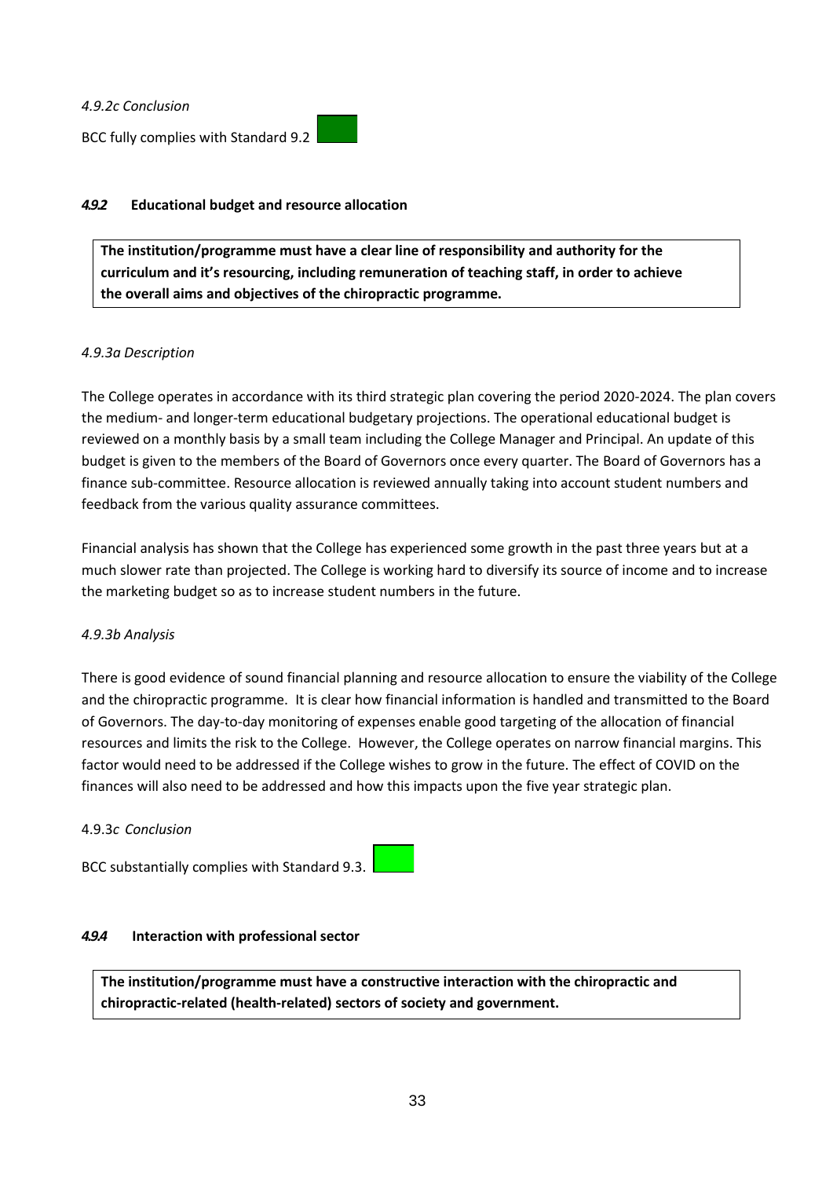*4.9.2c Conclusion*

BCC fully complies with Standard 9.2

#### ***4.9.2*** **Educational budget and resource allocation**

> **The institution/programme must have a clear line of responsibility and authority for the curriculum and it's resourcing, including remuneration of teaching staff, in order to achieve the overall aims and objectives of the chiropractic programme.**

*4.9.3a Description*

The College operates in accordance with its third strategic plan covering the period 2020-2024. The plan covers the medium- and longer-term educational budgetary projections. The operational educational budget is reviewed on a monthly basis by a small team including the College Manager and Principal. An update of this budget is given to the members of the Board of Governors once every quarter. The Board of Governors has a finance sub-committee. Resource allocation is reviewed annually taking into account student numbers and feedback from the various quality assurance committees.

Financial analysis has shown that the College has experienced some growth in the past three years but at a much slower rate than projected. The College is working hard to diversify its source of income and to increase the marketing budget so as to increase student numbers in the future.

*4.9.3b Analysis*

There is good evidence of sound financial planning and resource allocation to ensure the viability of the College and the chiropractic programme. It is clear how financial information is handled and transmitted to the Board of Governors. The day-to-day monitoring of expenses enable good targeting of the allocation of financial resources and limits the risk to the College. However, the College operates on narrow financial margins. This factor would need to be addressed if the College wishes to grow in the future. The effect of COVID on the finances will also need to be addressed and how this impacts upon the five year strategic plan.

4.9.3*c Conclusion*

BCC substantially complies with Standard 9.3.

#### ***4.9.4*** **Interaction with professional sector**

> **The institution/programme must have a constructive interaction with the chiropractic and chiropractic-related (health-related) sectors of society and government.**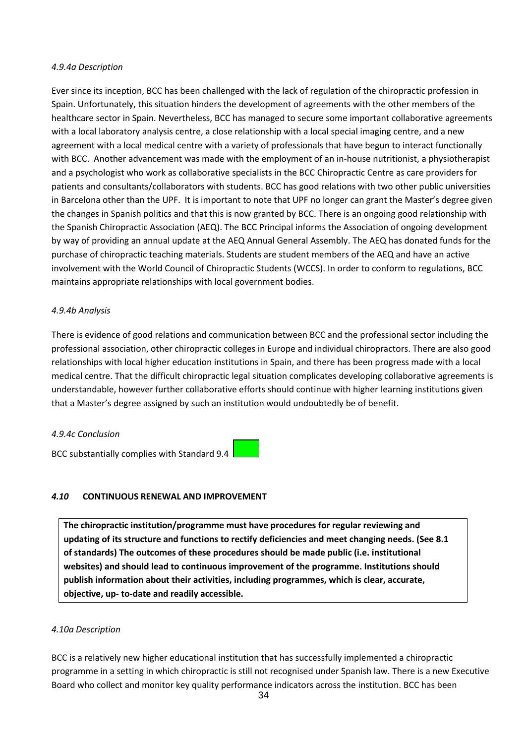*4.9.4a Description*

Ever since its inception, BCC has been challenged with the lack of regulation of the chiropractic profession in Spain. Unfortunately, this situation hinders the development of agreements with the other members of the healthcare sector in Spain. Nevertheless, BCC has managed to secure some important collaborative agreements with a local laboratory analysis centre, a close relationship with a local special imaging centre, and a new agreement with a local medical centre with a variety of professionals that have begun to interact functionally with BCC. Another advancement was made with the employment of an in-house nutritionist, a physiotherapist and a psychologist who work as collaborative specialists in the BCC Chiropractic Centre as care providers for patients and consultants/collaborators with students. BCC has good relations with two other public universities in Barcelona other than the UPF. It is important to note that UPF no longer can grant the Master's degree given the changes in Spanish politics and that this is now granted by BCC. There is an ongoing good relationship with the Spanish Chiropractic Association (AEQ). The BCC Principal informs the Association of ongoing development by way of providing an annual update at the AEQ Annual General Assembly. The AEQ has donated funds for the purchase of chiropractic teaching materials. Students are student members of the AEQ and have an active involvement with the World Council of Chiropractic Students (WCCS). In order to conform to regulations, BCC maintains appropriate relationships with local government bodies.

*4.9.4b Analysis*

There is evidence of good relations and communication between BCC and the professional sector including the professional association, other chiropractic colleges in Europe and individual chiropractors. There are also good relationships with local higher education institutions in Spain, and there has been progress made with a local medical centre. That the difficult chiropractic legal situation complicates developing collaborative agreements is understandable, however further collaborative efforts should continue with higher learning institutions given that a Master's degree assigned by such an institution would undoubtedly be of benefit.

*4.9.4c Conclusion*

BCC substantially complies with Standard 9.4

### *4.10* CONTINUOUS RENEWAL AND IMPROVEMENT

**The chiropractic institution/programme must have procedures for regular reviewing and updating of its structure and functions to rectify deficiencies and meet changing needs. (See 8.1 of standards) The outcomes of these procedures should be made public (i.e. institutional websites) and should lead to continuous improvement of the programme. Institutions should publish information about their activities, including programmes, which is clear, accurate, objective, up- to-date and readily accessible.**

*4.10a Description*

BCC is a relatively new higher educational institution that has successfully implemented a chiropractic programme in a setting in which chiropractic is still not recognised under Spanish law. There is a new Executive Board who collect and monitor key quality performance indicators across the institution. BCC has been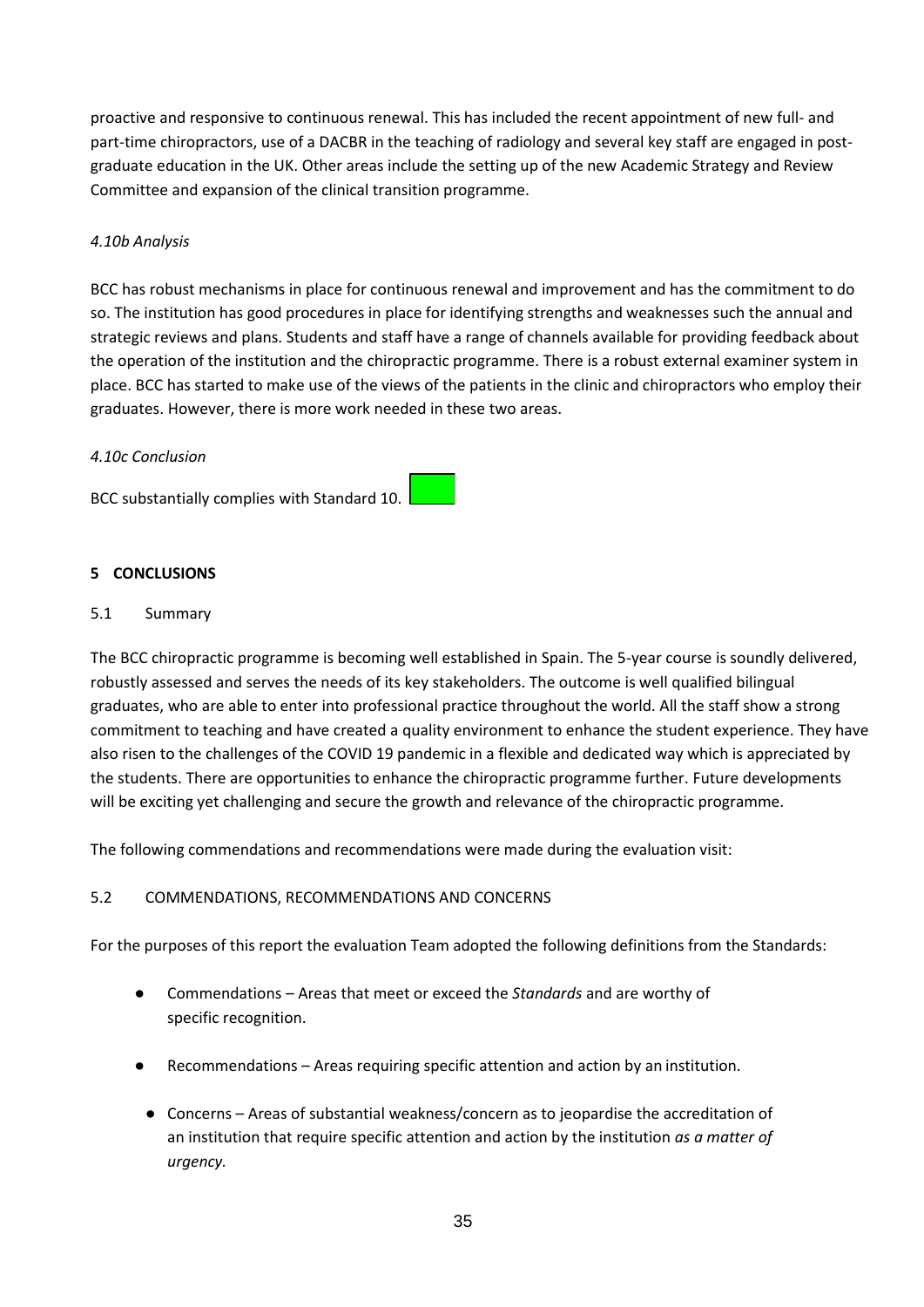proactive and responsive to continuous renewal. This has included the recent appointment of new full- and part-time chiropractors, use of a DACBR in the teaching of radiology and several key staff are engaged in post-graduate education in the UK. Other areas include the setting up of the new Academic Strategy and Review Committee and expansion of the clinical transition programme.

*4.10b Analysis*

BCC has robust mechanisms in place for continuous renewal and improvement and has the commitment to do so. The institution has good procedures in place for identifying strengths and weaknesses such the annual and strategic reviews and plans. Students and staff have a range of channels available for providing feedback about the operation of the institution and the chiropractic programme. There is a robust external examiner system in place. BCC has started to make use of the views of the patients in the clinic and chiropractors who employ their graduates. However, there is more work needed in these two areas.

*4.10c Conclusion*

BCC substantially complies with Standard 10.

## 5 CONCLUSIONS

### 5.1 Summary

The BCC chiropractic programme is becoming well established in Spain. The 5-year course is soundly delivered, robustly assessed and serves the needs of its key stakeholders. The outcome is well qualified bilingual graduates, who are able to enter into professional practice throughout the world. All the staff show a strong commitment to teaching and have created a quality environment to enhance the student experience. They have also risen to the challenges of the COVID 19 pandemic in a flexible and dedicated way which is appreciated by the students. There are opportunities to enhance the chiropractic programme further. Future developments will be exciting yet challenging and secure the growth and relevance of the chiropractic programme.

The following commendations and recommendations were made during the evaluation visit:

### 5.2 COMMENDATIONS, RECOMMENDATIONS AND CONCERNS

For the purposes of this report the evaluation Team adopted the following definitions from the Standards:

- Commendations – Areas that meet or exceed the *Standards* and are worthy of specific recognition.
- Recommendations – Areas requiring specific attention and action by an institution.
- Concerns – Areas of substantial weakness/concern as to jeopardise the accreditation of an institution that require specific attention and action by the institution *as a matter of urgency.*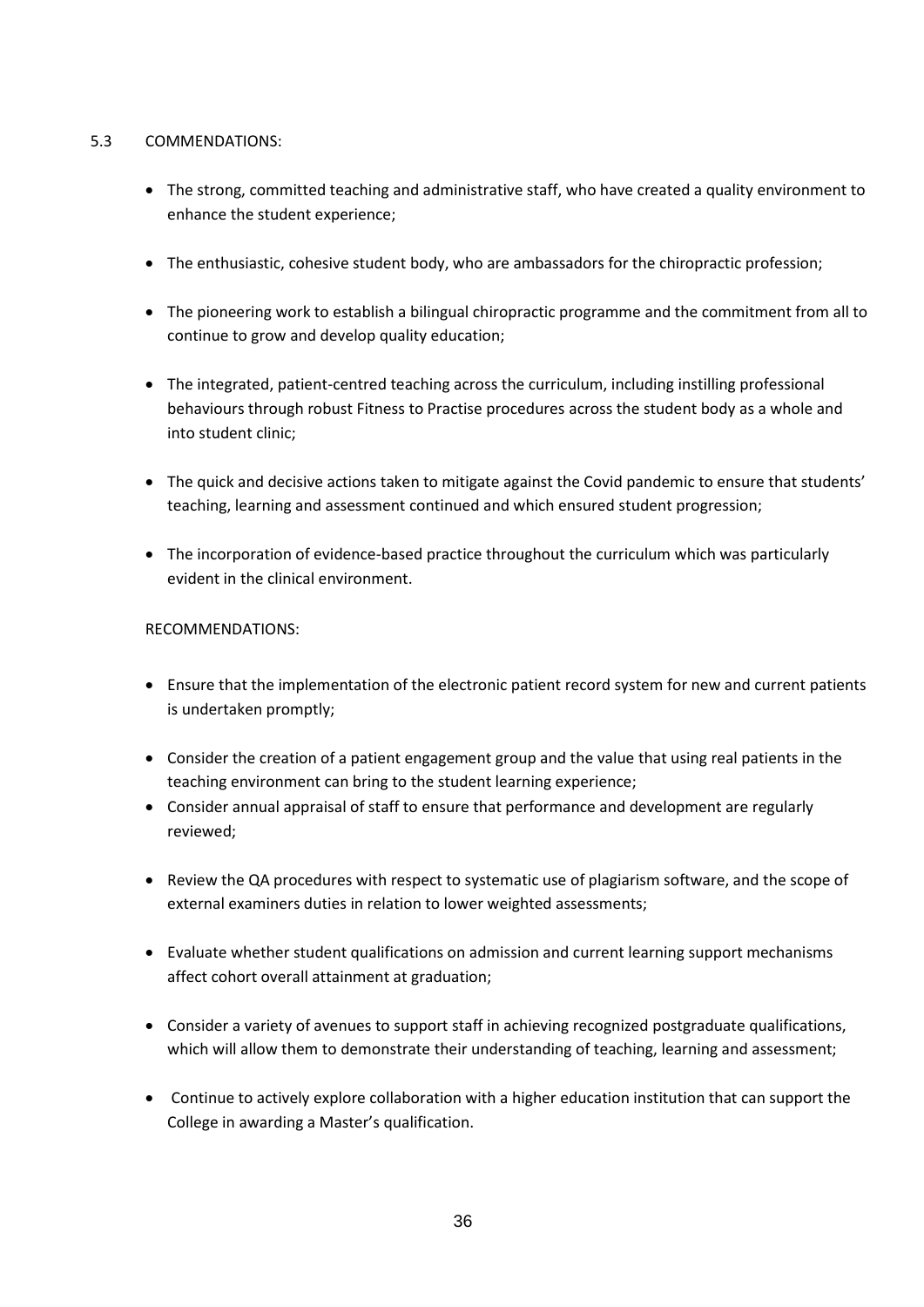## 5.3 COMMENDATIONS:

- The strong, committed teaching and administrative staff, who have created a quality environment to enhance the student experience;
- The enthusiastic, cohesive student body, who are ambassadors for the chiropractic profession;
- The pioneering work to establish a bilingual chiropractic programme and the commitment from all to continue to grow and develop quality education;
- The integrated, patient-centred teaching across the curriculum, including instilling professional behaviours through robust Fitness to Practise procedures across the student body as a whole and into student clinic;
- The quick and decisive actions taken to mitigate against the Covid pandemic to ensure that students' teaching, learning and assessment continued and which ensured student progression;
- The incorporation of evidence-based practice throughout the curriculum which was particularly evident in the clinical environment.

RECOMMENDATIONS:

- Ensure that the implementation of the electronic patient record system for new and current patients is undertaken promptly;
- Consider the creation of a patient engagement group and the value that using real patients in the teaching environment can bring to the student learning experience;
- Consider annual appraisal of staff to ensure that performance and development are regularly reviewed;
- Review the QA procedures with respect to systematic use of plagiarism software, and the scope of external examiners duties in relation to lower weighted assessments;
- Evaluate whether student qualifications on admission and current learning support mechanisms affect cohort overall attainment at graduation;
- Consider a variety of avenues to support staff in achieving recognized postgraduate qualifications, which will allow them to demonstrate their understanding of teaching, learning and assessment;
- Continue to actively explore collaboration with a higher education institution that can support the College in awarding a Master's qualification.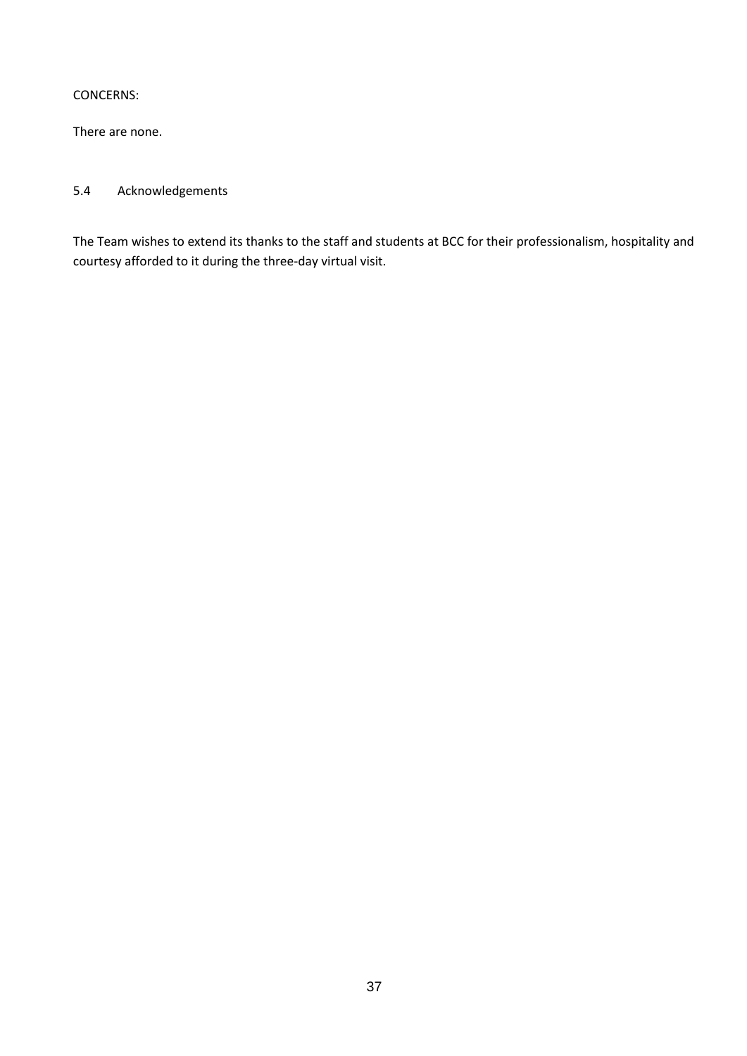CONCERNS:

There are none.

## 5.4 Acknowledgements

The Team wishes to extend its thanks to the staff and students at BCC for their professionalism, hospitality and courtesy afforded to it during the three-day virtual visit.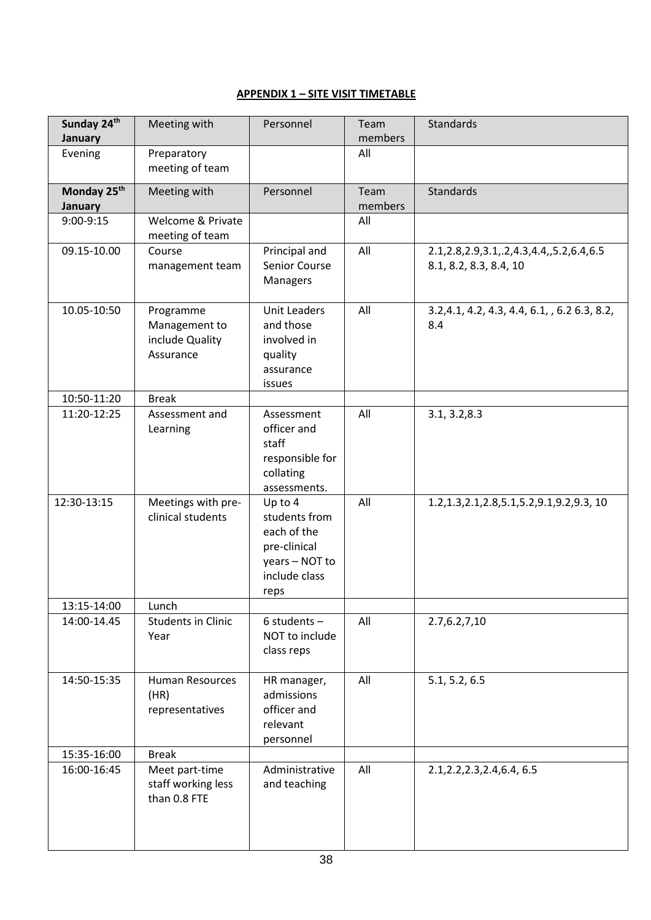**APPENDIX 1 – SITE VISIT TIMETABLE**

| Sunday 24th January | Meeting with | Personnel | Team members | Standards |
|---|---|---|---|---|
| Evening | Preparatory meeting of team | | All | |
| **Monday 25th January** | Meeting with | Personnel | Team members | Standards |
| 9:00-9:15 | Welcome & Private meeting of team | | All | |
| 09.15-10.00 | Course management team | Principal and Senior Course Managers | All | 2.1,2.8,2.9,3.1,.2,4.3,4.4,,5.2,6.4,6.5 8.1, 8.2, 8.3, 8.4, 10 |
| 10.05-10:50 | Programme Management to include Quality Assurance | Unit Leaders and those involved in quality assurance issues | All | 3.2,4.1, 4.2, 4.3, 4.4, 6.1, , 6.2 6.3, 8.2, 8.4 |
| 10:50-11:20 | Break | | | |
| 11:20-12:25 | Assessment and Learning | Assessment officer and staff responsible for collating assessments. | All | 3.1, 3.2,8.3 |
| 12:30-13:15 | Meetings with pre-clinical students | Up to 4 students from each of the pre-clinical years – NOT to include class reps | All | 1.2,1.3,2.1,2.8,5.1,5.2,9.1,9.2,9.3, 10 |
| 13:15-14:00 | Lunch | | | |
| 14:00-14.45 | Students in Clinic Year | 6 students – NOT to include class reps | All | 2.7,6.2,7,10 |
| 14:50-15:35 | Human Resources (HR) representatives | HR manager, admissions officer and relevant personnel | All | 5.1, 5.2, 6.5 |
| 15:35-16:00 | Break | | | |
| 16:00-16:45 | Meet part-time staff working less than 0.8 FTE | Administrative and teaching | All | 2.1,2.2,2.3,2.4,6.4, 6.5 |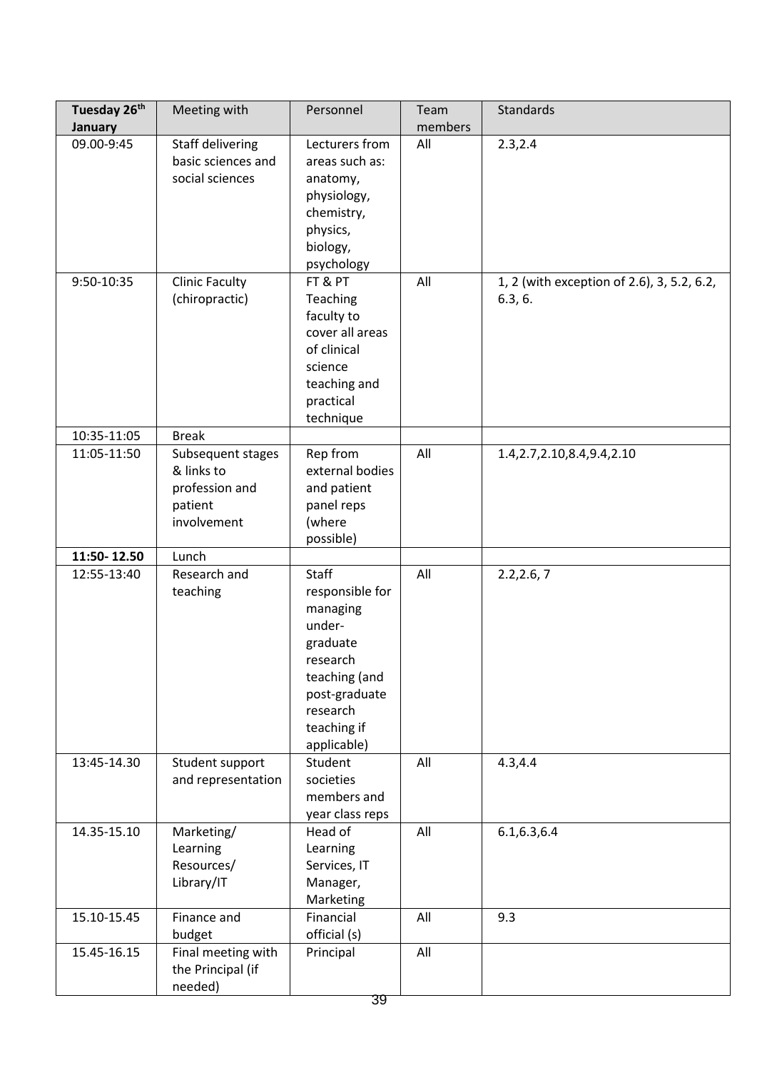| **Tuesday 26th January** | Meeting with | Personnel | Team members | Standards |
|---|---|---|---|---|
| 09.00-9:45 | Staff delivering basic sciences and social sciences | Lecturers from areas such as: anatomy, physiology, chemistry, physics, biology, psychology | All | 2.3,2.4 |
| 9:50-10:35 | Clinic Faculty (chiropractic) | FT & PT Teaching faculty to cover all areas of clinical science teaching and practical technique | All | 1, 2 (with exception of 2.6), 3, 5.2, 6.2, 6.3, 6. |
| 10:35-11:05 | Break | | | |
| 11:05-11:50 | Subsequent stages & links to profession and patient involvement | Rep from external bodies and patient panel reps (where possible) | All | 1.4,2.7,2.10,8.4,9.4,2.10 |
| **11:50- 12.50** | Lunch | | | |
| 12:55-13:40 | Research and teaching | Staff responsible for managing under-graduate research teaching (and post-graduate research teaching if applicable) | All | 2.2,2.6, 7 |
| 13:45-14.30 | Student support and representation | Student societies members and year class reps | All | 4.3,4.4 |
| 14.35-15.10 | Marketing/ Learning Resources/ Library/IT | Head of Learning Services, IT Manager, Marketing | All | 6.1,6.3,6.4 |
| 15.10-15.45 | Finance and budget | Financial official (s) | All | 9.3 |
| 15.45-16.15 | Final meeting with the Principal (if needed) | Principal | All | |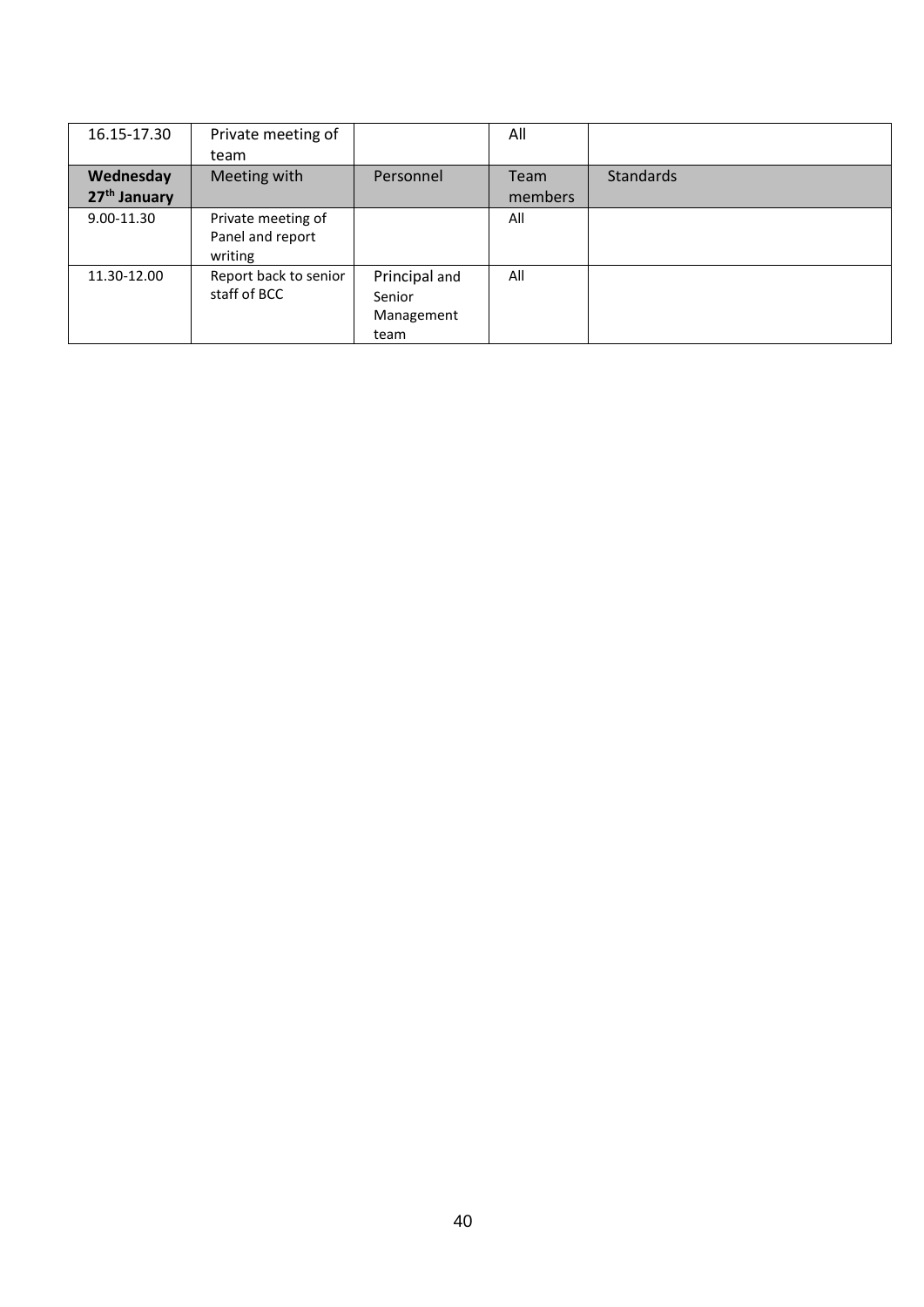| | | | | |
|---|---|---|---|---|
| 16.15-17.30 | Private meeting of team | | All | |
| **Wednesday 27th January** | Meeting with | Personnel | Team members | Standards |
| 9.00-11.30 | Private meeting of Panel and report writing | | All | |
| 11.30-12.00 | Report back to senior staff of BCC | Principal and Senior Management team | All | |